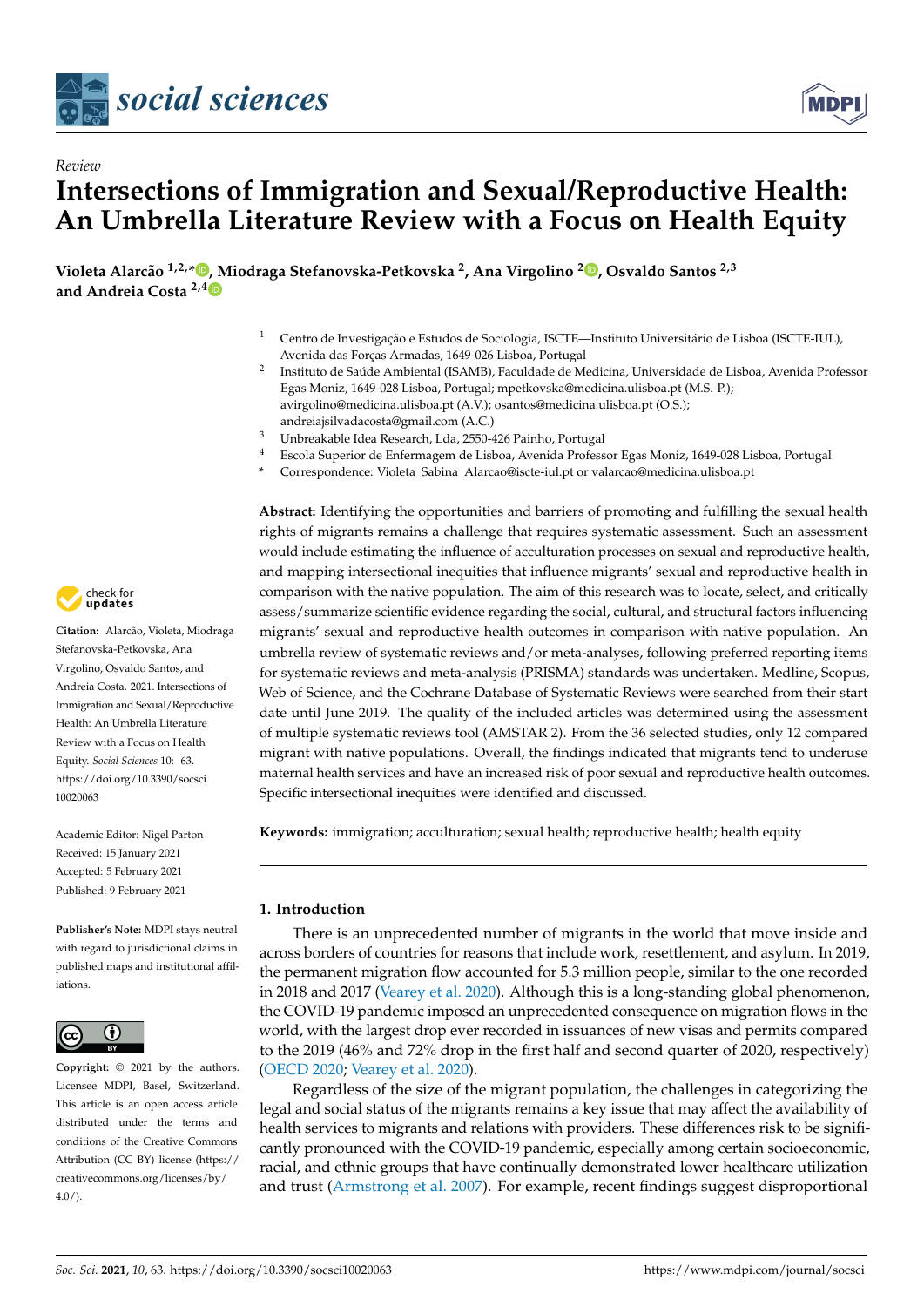*Review*

# Intersections of Immigration and Sexual/Reproductive Health: An Umbrella Literature Review with a Focus on Health Equity

**Violeta Alarcão [1,2,*], Miodraga Stefanovska-Petkovska [2], Ana Virgolino [2], Osvaldo Santos [2,3] and Andreia Costa [2,4]**

[1] Centro de Investigação e Estudos de Sociologia, ISCTE—Instituto Universitário de Lisboa (ISCTE-IUL), Avenida das Forças Armadas, 1649-026 Lisboa, Portugal

[2] Instituto de Saúde Ambiental (ISAMB), Faculdade de Medicina, Universidade de Lisboa, Avenida Professor Egas Moniz, 1649-028 Lisboa, Portugal; mpetkovska@medicina.ulisboa.pt (M.S.-P.); avirgolino@medicina.ulisboa.pt (A.V.); osantos@medicina.ulisboa.pt (O.S.); andreiajsilvadacosta@gmail.com (A.C.)

[3] Unbreakable Idea Research, Lda, 2550-426 Painho, Portugal

[4] Escola Superior de Enfermagem de Lisboa, Avenida Professor Egas Moniz, 1649-028 Lisboa, Portugal

\* Correspondence: Violeta_Sabina_Alarcao@iscte-iul.pt or valarcao@medicina.ulisboa.pt

**Citation:** Alarcão, Violeta, Miodraga Stefanovska-Petkovska, Ana Virgolino, Osvaldo Santos, and Andreia Costa. 2021. Intersections of Immigration and Sexual/Reproductive Health: An Umbrella Literature Review with a Focus on Health Equity. *Social Sciences* 10: 63. https://doi.org/10.3390/socsci10020063

Academic Editor: Nigel Parton

Received: 15 January 2021
Accepted: 5 February 2021
Published: 9 February 2021

**Publisher's Note:** MDPI stays neutral with regard to jurisdictional claims in published maps and institutional affiliations.

**Copyright:** © 2021 by the authors. Licensee MDPI, Basel, Switzerland. This article is an open access article distributed under the terms and conditions of the Creative Commons Attribution (CC BY) license (https://creativecommons.org/licenses/by/4.0/).

**Abstract:** Identifying the opportunities and barriers of promoting and fulfilling the sexual health rights of migrants remains a challenge that requires systematic assessment. Such an assessment would include estimating the influence of acculturation processes on sexual and reproductive health, and mapping intersectional inequities that influence migrants' sexual and reproductive health in comparison with the native population. The aim of this research was to locate, select, and critically assess/summarize scientific evidence regarding the social, cultural, and structural factors influencing migrants' sexual and reproductive health outcomes in comparison with native population. An umbrella review of systematic reviews and/or meta-analyses, following preferred reporting items for systematic reviews and meta-analysis (PRISMA) standards was undertaken. Medline, Scopus, Web of Science, and the Cochrane Database of Systematic Reviews were searched from their start date until June 2019. The quality of the included articles was determined using the assessment of multiple systematic reviews tool (AMSTAR 2). From the 36 selected studies, only 12 compared migrant with native populations. Overall, the findings indicated that migrants tend to underuse maternal health services and have an increased risk of poor sexual and reproductive health outcomes. Specific intersectional inequities were identified and discussed.

**Keywords:** immigration; acculturation; sexual health; reproductive health; health equity

## 1. Introduction

There is an unprecedented number of migrants in the world that move inside and across borders of countries for reasons that include work, resettlement, and asylum. In 2019, the permanent migration flow accounted for 5.3 million people, similar to the one recorded in 2018 and 2017 (Vearey et al. 2020). Although this is a long-standing global phenomenon, the COVID-19 pandemic imposed an unprecedented consequence on migration flows in the world, with the largest drop ever recorded in issuances of new visas and permits compared to the 2019 (46% and 72% drop in the first half and second quarter of 2020, respectively) (OECD 2020; Vearey et al. 2020).

Regardless of the size of the migrant population, the challenges in categorizing the legal and social status of the migrants remains a key issue that may affect the availability of health services to migrants and relations with providers. These differences risk to be significantly pronounced with the COVID-19 pandemic, especially among certain socioeconomic, racial, and ethnic groups that have continually demonstrated lower healthcare utilization and trust (Armstrong et al. 2007). For example, recent findings suggest disproportional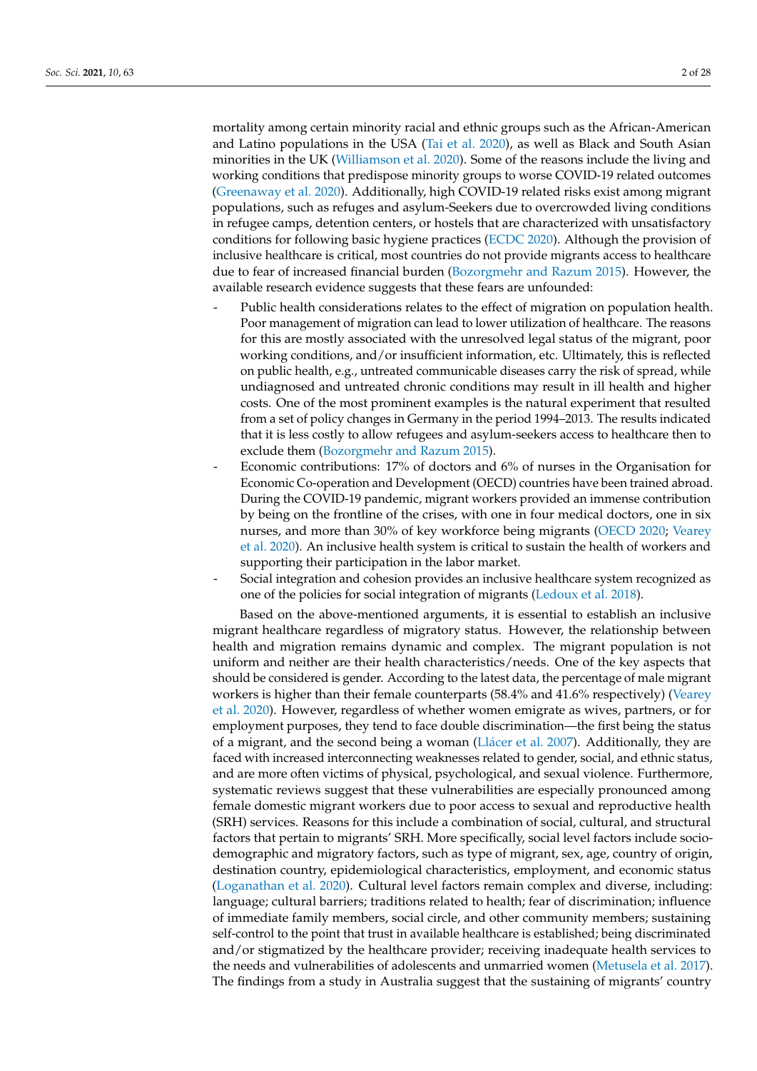mortality among certain minority racial and ethnic groups such as the African-American and Latino populations in the USA (Tai et al. 2020), as well as Black and South Asian minorities in the UK (Williamson et al. 2020). Some of the reasons include the living and working conditions that predispose minority groups to worse COVID-19 related outcomes (Greenaway et al. 2020). Additionally, high COVID-19 related risks exist among migrant populations, such as refuges and asylum-Seekers due to overcrowded living conditions in refugee camps, detention centers, or hostels that are characterized with unsatisfactory conditions for following basic hygiene practices (ECDC 2020). Although the provision of inclusive healthcare is critical, most countries do not provide migrants access to healthcare due to fear of increased financial burden (Bozorgmehr and Razum 2015). However, the available research evidence suggests that these fears are unfounded:

- Public health considerations relates to the effect of migration on population health. Poor management of migration can lead to lower utilization of healthcare. The reasons for this are mostly associated with the unresolved legal status of the migrant, poor working conditions, and/or insufficient information, etc. Ultimately, this is reflected on public health, e.g., untreated communicable diseases carry the risk of spread, while undiagnosed and untreated chronic conditions may result in ill health and higher costs. One of the most prominent examples is the natural experiment that resulted from a set of policy changes in Germany in the period 1994–2013. The results indicated that it is less costly to allow refugees and asylum-seekers access to healthcare then to exclude them (Bozorgmehr and Razum 2015).
- Economic contributions: 17% of doctors and 6% of nurses in the Organisation for Economic Co-operation and Development (OECD) countries have been trained abroad. During the COVID-19 pandemic, migrant workers provided an immense contribution by being on the frontline of the crises, with one in four medical doctors, one in six nurses, and more than 30% of key workforce being migrants (OECD 2020; Vearey et al. 2020). An inclusive health system is critical to sustain the health of workers and supporting their participation in the labor market.
- Social integration and cohesion provides an inclusive healthcare system recognized as one of the policies for social integration of migrants (Ledoux et al. 2018).

Based on the above-mentioned arguments, it is essential to establish an inclusive migrant healthcare regardless of migratory status. However, the relationship between health and migration remains dynamic and complex. The migrant population is not uniform and neither are their health characteristics/needs. One of the key aspects that should be considered is gender. According to the latest data, the percentage of male migrant workers is higher than their female counterparts (58.4% and 41.6% respectively) (Vearey et al. 2020). However, regardless of whether women emigrate as wives, partners, or for employment purposes, they tend to face double discrimination—the first being the status of a migrant, and the second being a woman (Llácer et al. 2007). Additionally, they are faced with increased interconnecting weaknesses related to gender, social, and ethnic status, and are more often victims of physical, psychological, and sexual violence. Furthermore, systematic reviews suggest that these vulnerabilities are especially pronounced among female domestic migrant workers due to poor access to sexual and reproductive health (SRH) services. Reasons for this include a combination of social, cultural, and structural factors that pertain to migrants' SRH. More specifically, social level factors include socio-demographic and migratory factors, such as type of migrant, sex, age, country of origin, destination country, epidemiological characteristics, employment, and economic status (Loganathan et al. 2020). Cultural level factors remain complex and diverse, including: language; cultural barriers; traditions related to health; fear of discrimination; influence of immediate family members, social circle, and other community members; sustaining self-control to the point that trust in available healthcare is established; being discriminated and/or stigmatized by the healthcare provider; receiving inadequate health services to the needs and vulnerabilities of adolescents and unmarried women (Metusela et al. 2017). The findings from a study in Australia suggest that the sustaining of migrants' country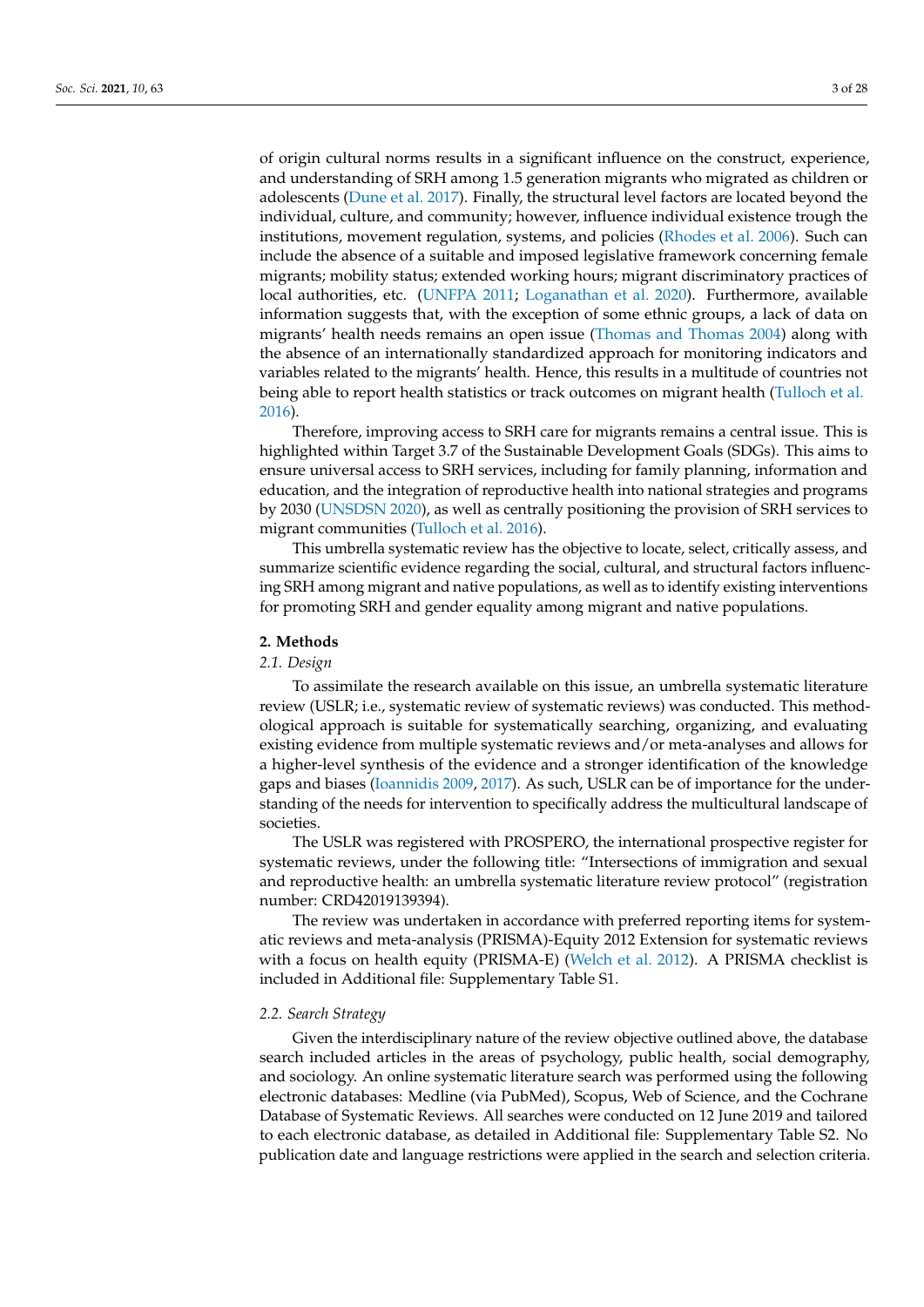of origin cultural norms results in a significant influence on the construct, experience, and understanding of SRH among 1.5 generation migrants who migrated as children or adolescents (Dune et al. 2017). Finally, the structural level factors are located beyond the individual, culture, and community; however, influence individual existence trough the institutions, movement regulation, systems, and policies (Rhodes et al. 2006). Such can include the absence of a suitable and imposed legislative framework concerning female migrants; mobility status; extended working hours; migrant discriminatory practices of local authorities, etc. (UNFPA 2011; Loganathan et al. 2020). Furthermore, available information suggests that, with the exception of some ethnic groups, a lack of data on migrants' health needs remains an open issue (Thomas and Thomas 2004) along with the absence of an internationally standardized approach for monitoring indicators and variables related to the migrants' health. Hence, this results in a multitude of countries not being able to report health statistics or track outcomes on migrant health (Tulloch et al. 2016).

Therefore, improving access to SRH care for migrants remains a central issue. This is highlighted within Target 3.7 of the Sustainable Development Goals (SDGs). This aims to ensure universal access to SRH services, including for family planning, information and education, and the integration of reproductive health into national strategies and programs by 2030 (UNSDSN 2020), as well as centrally positioning the provision of SRH services to migrant communities (Tulloch et al. 2016).

This umbrella systematic review has the objective to locate, select, critically assess, and summarize scientific evidence regarding the social, cultural, and structural factors influencing SRH among migrant and native populations, as well as to identify existing interventions for promoting SRH and gender equality among migrant and native populations.

## 2. Methods

### 2.1. Design

To assimilate the research available on this issue, an umbrella systematic literature review (USLR; i.e., systematic review of systematic reviews) was conducted. This methodological approach is suitable for systematically searching, organizing, and evaluating existing evidence from multiple systematic reviews and/or meta-analyses and allows for a higher-level synthesis of the evidence and a stronger identification of the knowledge gaps and biases (Ioannidis 2009, 2017). As such, USLR can be of importance for the understanding of the needs for intervention to specifically address the multicultural landscape of societies.

The USLR was registered with PROSPERO, the international prospective register for systematic reviews, under the following title: "Intersections of immigration and sexual and reproductive health: an umbrella systematic literature review protocol" (registration number: CRD42019139394).

The review was undertaken in accordance with preferred reporting items for systematic reviews and meta-analysis (PRISMA)-Equity 2012 Extension for systematic reviews with a focus on health equity (PRISMA-E) (Welch et al. 2012). A PRISMA checklist is included in Additional file: Supplementary Table S1.

### 2.2. Search Strategy

Given the interdisciplinary nature of the review objective outlined above, the database search included articles in the areas of psychology, public health, social demography, and sociology. An online systematic literature search was performed using the following electronic databases: Medline (via PubMed), Scopus, Web of Science, and the Cochrane Database of Systematic Reviews. All searches were conducted on 12 June 2019 and tailored to each electronic database, as detailed in Additional file: Supplementary Table S2. No publication date and language restrictions were applied in the search and selection criteria.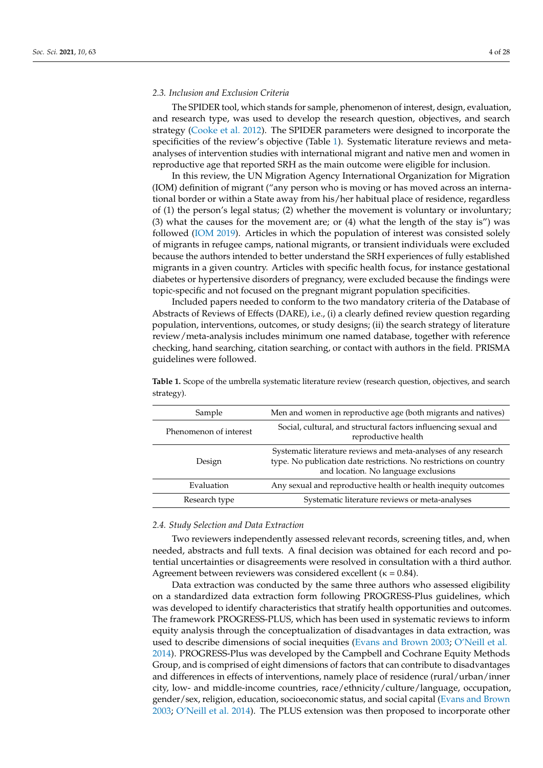### 2.3. Inclusion and Exclusion Criteria

The SPIDER tool, which stands for sample, phenomenon of interest, design, evaluation, and research type, was used to develop the research question, objectives, and search strategy (Cooke et al. 2012). The SPIDER parameters were designed to incorporate the specificities of the review's objective (Table 1). Systematic literature reviews and meta-analyses of intervention studies with international migrant and native men and women in reproductive age that reported SRH as the main outcome were eligible for inclusion.

In this review, the UN Migration Agency International Organization for Migration (IOM) definition of migrant ("any person who is moving or has moved across an international border or within a State away from his/her habitual place of residence, regardless of (1) the person's legal status; (2) whether the movement is voluntary or involuntary; (3) what the causes for the movement are; or (4) what the length of the stay is") was followed (IOM 2019). Articles in which the population of interest was consisted solely of migrants in refugee camps, national migrants, or transient individuals were excluded because the authors intended to better understand the SRH experiences of fully established migrants in a given country. Articles with specific health focus, for instance gestational diabetes or hypertensive disorders of pregnancy, were excluded because the findings were topic-specific and not focused on the pregnant migrant population specificities.

Included papers needed to conform to the two mandatory criteria of the Database of Abstracts of Reviews of Effects (DARE), i.e., (i) a clearly defined review question regarding population, interventions, outcomes, or study designs; (ii) the search strategy of literature review/meta-analysis includes minimum one named database, together with reference checking, hand searching, citation searching, or contact with authors in the field. PRISMA guidelines were followed.

**Table 1.** Scope of the umbrella systematic literature review (research question, objectives, and search strategy).

| | |
|---|---|
| Sample | Men and women in reproductive age (both migrants and natives) |
| Phenomenon of interest | Social, cultural, and structural factors influencing sexual and reproductive health |
| Design | Systematic literature reviews and meta-analyses of any research type. No publication date restrictions. No restrictions on country and location. No language exclusions |
| Evaluation | Any sexual and reproductive health or health inequity outcomes |
| Research type | Systematic literature reviews or meta-analyses |

### 2.4. Study Selection and Data Extraction

Two reviewers independently assessed relevant records, screening titles, and, when needed, abstracts and full texts. A final decision was obtained for each record and potential uncertainties or disagreements were resolved in consultation with a third author. Agreement between reviewers was considered excellent ($\kappa = 0.84$).

Data extraction was conducted by the same three authors who assessed eligibility on a standardized data extraction form following PROGRESS-Plus guidelines, which was developed to identify characteristics that stratify health opportunities and outcomes. The framework PROGRESS-PLUS, which has been used in systematic reviews to inform equity analysis through the conceptualization of disadvantages in data extraction, was used to describe dimensions of social inequities (Evans and Brown 2003; O'Neill et al. 2014). PROGRESS-Plus was developed by the Campbell and Cochrane Equity Methods Group, and is comprised of eight dimensions of factors that can contribute to disadvantages and differences in effects of interventions, namely place of residence (rural/urban/inner city, low- and middle-income countries, race/ethnicity/culture/language, occupation, gender/sex, religion, education, socioeconomic status, and social capital (Evans and Brown 2003; O'Neill et al. 2014). The PLUS extension was then proposed to incorporate other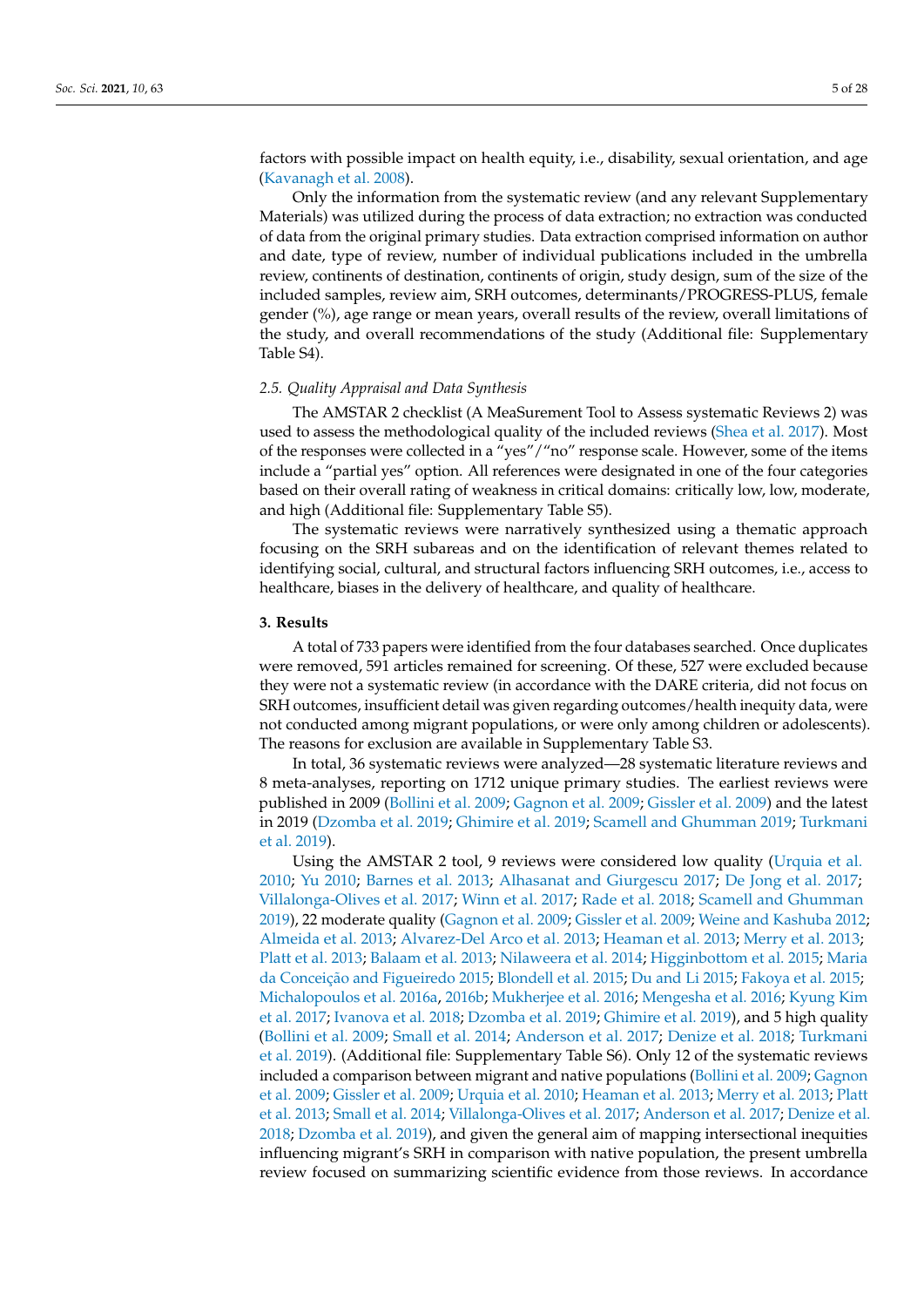factors with possible impact on health equity, i.e., disability, sexual orientation, and age (Kavanagh et al. 2008).

Only the information from the systematic review (and any relevant Supplementary Materials) was utilized during the process of data extraction; no extraction was conducted of data from the original primary studies. Data extraction comprised information on author and date, type of review, number of individual publications included in the umbrella review, continents of destination, continents of origin, study design, sum of the size of the included samples, review aim, SRH outcomes, determinants/PROGRESS-PLUS, female gender (%), age range or mean years, overall results of the review, overall limitations of the study, and overall recommendations of the study (Additional file: Supplementary Table S4).

### *2.5. Quality Appraisal and Data Synthesis*

The AMSTAR 2 checklist (A MeaSurement Tool to Assess systematic Reviews 2) was used to assess the methodological quality of the included reviews (Shea et al. 2017). Most of the responses were collected in a "yes"/"no" response scale. However, some of the items include a "partial yes" option. All reviews were designated in one of the four categories based on their overall rating of weakness in critical domains: critically low, low, moderate, and high (Additional file: Supplementary Table S5).

The systematic reviews were narratively synthesized using a thematic approach focusing on the SRH subareas and on the identification of relevant themes related to identifying social, cultural, and structural factors influencing SRH outcomes, i.e., access to healthcare, biases in the delivery of healthcare, and quality of healthcare.

## **3. Results**

A total of 733 papers were identified from the four databases searched. Once duplicates were removed, 591 articles remained for screening. Of these, 527 were excluded because they were not a systematic review (in accordance with the DARE criteria, did not focus on SRH outcomes, insufficient detail was given regarding outcomes/health inequity data, were not conducted among migrant populations, or were only among children or adolescents). The reasons for exclusion are available in Supplementary Table S3.

In total, 36 systematic reviews were analyzed—28 systematic literature reviews and 8 meta-analyses, reporting on 1712 unique primary studies. The earliest reviews were published in 2009 (Bollini et al. 2009; Gagnon et al. 2009; Gissler et al. 2009) and the latest in 2019 (Dzomba et al. 2019; Ghimire et al. 2019; Scamell and Ghumman 2019; Turkmani et al. 2019).

Using the AMSTAR 2 tool, 9 reviews were considered low quality (Urquia et al. 2010; Yu 2010; Barnes et al. 2013; Alhasanat and Giurgescu 2017; De Jong et al. 2017; Villalonga-Olives et al. 2017; Winn et al. 2017; Rade et al. 2018; Scamell and Ghumman 2019), 22 moderate quality (Gagnon et al. 2009; Gissler et al. 2009; Weine and Kashuba 2012; Almeida et al. 2013; Alvarez-Del Arco et al. 2013; Heaman et al. 2013; Merry et al. 2013; Platt et al. 2013; Balaam et al. 2013; Nilaweera et al. 2014; Higginbottom et al. 2015; Maria da Conceição and Figueiredo 2015; Blondell et al. 2015; Du and Li 2015; Fakoya et al. 2015; Michalopoulos et al. 2016a, 2016b; Mukherjee et al. 2016; Mengesha et al. 2016; Kyung Kim et al. 2017; Ivanova et al. 2018; Dzomba et al. 2019; Ghimire et al. 2019), and 5 high quality (Bollini et al. 2009; Small et al. 2014; Anderson et al. 2017; Denize et al. 2018; Turkmani et al. 2019). (Additional file: Supplementary Table S6). Only 12 of the systematic reviews included a comparison between migrant and native populations (Bollini et al. 2009; Gagnon et al. 2009; Gissler et al. 2009; Urquia et al. 2010; Heaman et al. 2013; Merry et al. 2013; Platt et al. 2013; Small et al. 2014; Villalonga-Olives et al. 2017; Anderson et al. 2017; Denize et al. 2018; Dzomba et al. 2019), and given the general aim of mapping intersectional inequities influencing migrant's SRH in comparison with native population, the present umbrella review focused on summarizing scientific evidence from those reviews. In accordance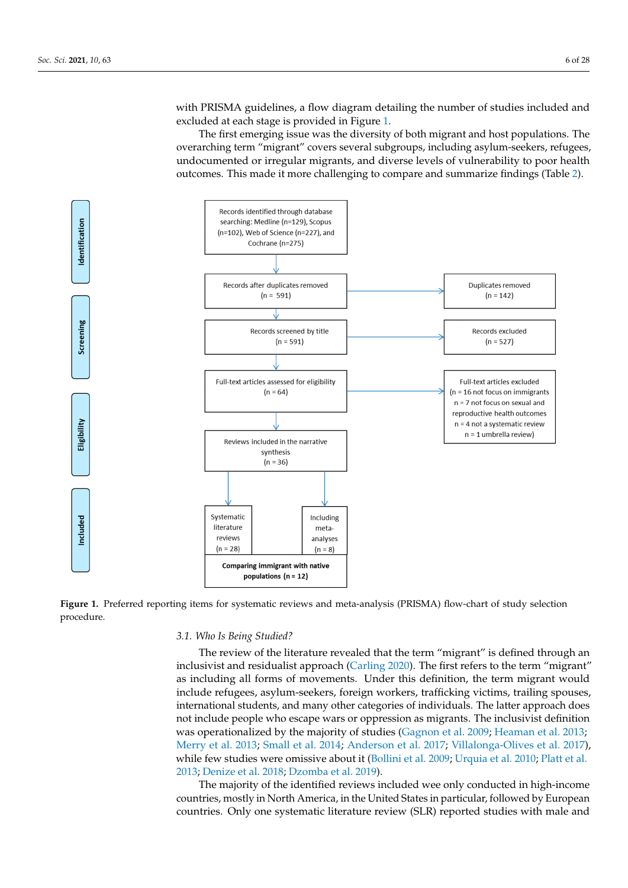with PRISMA guidelines, a flow diagram detailing the number of studies included and excluded at each stage is provided in Figure 1.

The first emerging issue was the diversity of both migrant and host populations. The overarching term "migrant" covers several subgroups, including asylum-seekers, refugees, undocumented or irregular migrants, and diverse levels of vulnerability to poor health outcomes. This made it more challenging to compare and summarize findings (Table 2).

**Identification**

Records identified through database searching: Medline (n=129), Scopus (n=102), Web of Science (n=227), and Cochrane (n=275)

**Screening**

Records after duplicates removed (n = 591) → Duplicates removed (n = 142)

Records screened by title (n = 591) → Records excluded (n = 527)

**Eligibility**

Full-text articles assessed for eligibility (n = 64) → Full-text articles excluded (n = 16 not focus on immigrants; n = 7 not focus on sexual and reproductive health outcomes; n = 4 not a systematic review; n = 1 umbrella review)

Reviews included in the narrative synthesis (n = 36)

**Included**

Systematic literature reviews (n = 28)

Including meta-analyses (n = 8)

**Comparing immigrant with native populations (n = 12)**

**Figure 1.** Preferred reporting items for systematic reviews and meta-analysis (PRISMA) flow-chart of study selection procedure.

### *3.1. Who Is Being Studied?*

The review of the literature revealed that the term "migrant" is defined through an inclusivist and residualist approach (Carling 2020). The first refers to the term "migrant" as including all forms of movements. Under this definition, the term migrant would include refugees, asylum-seekers, foreign workers, trafficking victims, trailing spouses, international students, and many other categories of individuals. The latter approach does not include people who escape wars or oppression as migrants. The inclusivist definition was operationalized by the majority of studies (Gagnon et al. 2009; Heaman et al. 2013; Merry et al. 2013; Small et al. 2014; Anderson et al. 2017; Villalonga-Olives et al. 2017), while few studies were omissive about it (Bollini et al. 2009; Urquia et al. 2010; Platt et al. 2013; Denize et al. 2018; Dzomba et al. 2019).

The majority of the identified reviews included wee only conducted in high-income countries, mostly in North America, in the United States in particular, followed by European countries. Only one systematic literature review (SLR) reported studies with male and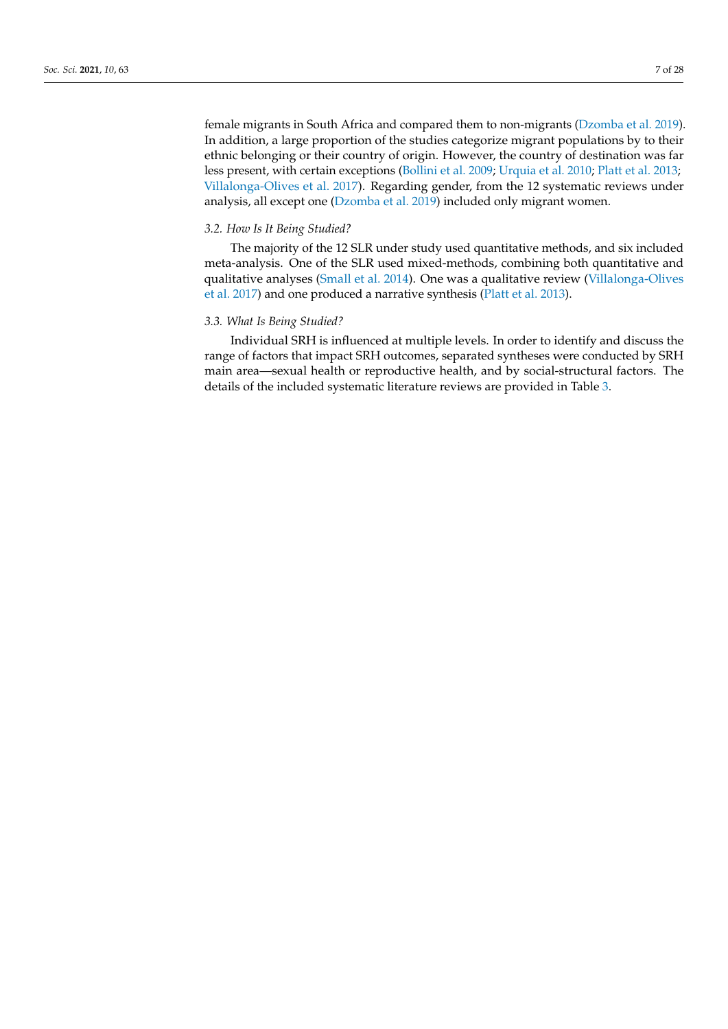female migrants in South Africa and compared them to non-migrants (Dzomba et al. 2019). In addition, a large proportion of the studies categorize migrant populations by to their ethnic belonging or their country of origin. However, the country of destination was far less present, with certain exceptions (Bollini et al. 2009; Urquia et al. 2010; Platt et al. 2013; Villalonga-Olives et al. 2017). Regarding gender, from the 12 systematic reviews under analysis, all except one (Dzomba et al. 2019) included only migrant women.

### *3.2. How Is It Being Studied?*

The majority of the 12 SLR under study used quantitative methods, and six included meta-analysis. One of the SLR used mixed-methods, combining both quantitative and qualitative analyses (Small et al. 2014). One was a qualitative review (Villalonga-Olives et al. 2017) and one produced a narrative synthesis (Platt et al. 2013).

### *3.3. What Is Being Studied?*

Individual SRH is influenced at multiple levels. In order to identify and discuss the range of factors that impact SRH outcomes, separated syntheses were conducted by SRH main area—sexual health or reproductive health, and by social-structural factors. The details of the included systematic literature reviews are provided in Table 3.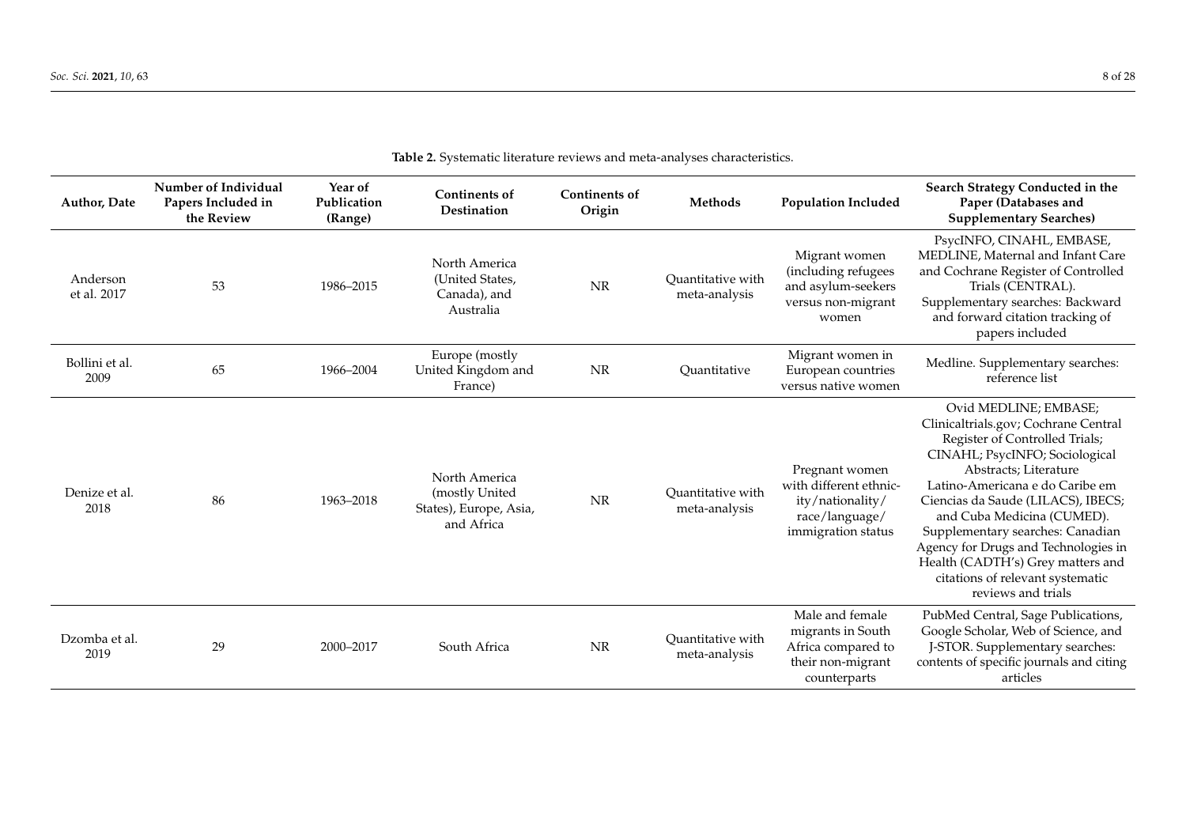**Table 2.** Systematic literature reviews and meta-analyses characteristics.

| Author, Date | Number of Individual Papers Included in the Review | Year of Publication (Range) | Continents of Destination | Continents of Origin | Methods | Population Included | Search Strategy Conducted in the Paper (Databases and Supplementary Searches) |
|---|---|---|---|---|---|---|---|
| Anderson et al. 2017 | 53 | 1986–2015 | North America (United States, Canada), and Australia | NR | Quantitative with meta-analysis | Migrant women (including refugees and asylum-seekers versus non-migrant women | PsycINFO, CINAHL, EMBASE, MEDLINE, Maternal and Infant Care and Cochrane Register of Controlled Trials (CENTRAL). Supplementary searches: Backward and forward citation tracking of papers included |
| Bollini et al. 2009 | 65 | 1966–2004 | Europe (mostly United Kingdom and France) | NR | Quantitative | Migrant women in European countries versus native women | Medline. Supplementary searches: reference list |
| Denize et al. 2018 | 86 | 1963–2018 | North America (mostly United States), Europe, Asia, and Africa | NR | Quantitative with meta-analysis | Pregnant women with different ethnicity/nationality/race/language/immigration status | Ovid MEDLINE; EMBASE; Clinicaltrials.gov; Cochrane Central Register of Controlled Trials; CINAHL; PsycINFO; Sociological Abstracts; Literature Latino-Americana e do Caribe em Ciencias da Saude (LILACS), IBECS; and Cuba Medicina (CUMED). Supplementary searches: Canadian Agency for Drugs and Technologies in Health (CADTH's) Grey matters and citations of relevant systematic reviews and trials |
| Dzomba et al. 2019 | 29 | 2000–2017 | South Africa | NR | Quantitative with meta-analysis | Male and female migrants in South Africa compared to their non-migrant counterparts | PubMed Central, Sage Publications, Google Scholar, Web of Science, and J-STOR. Supplementary searches: contents of specific journals and citing articles |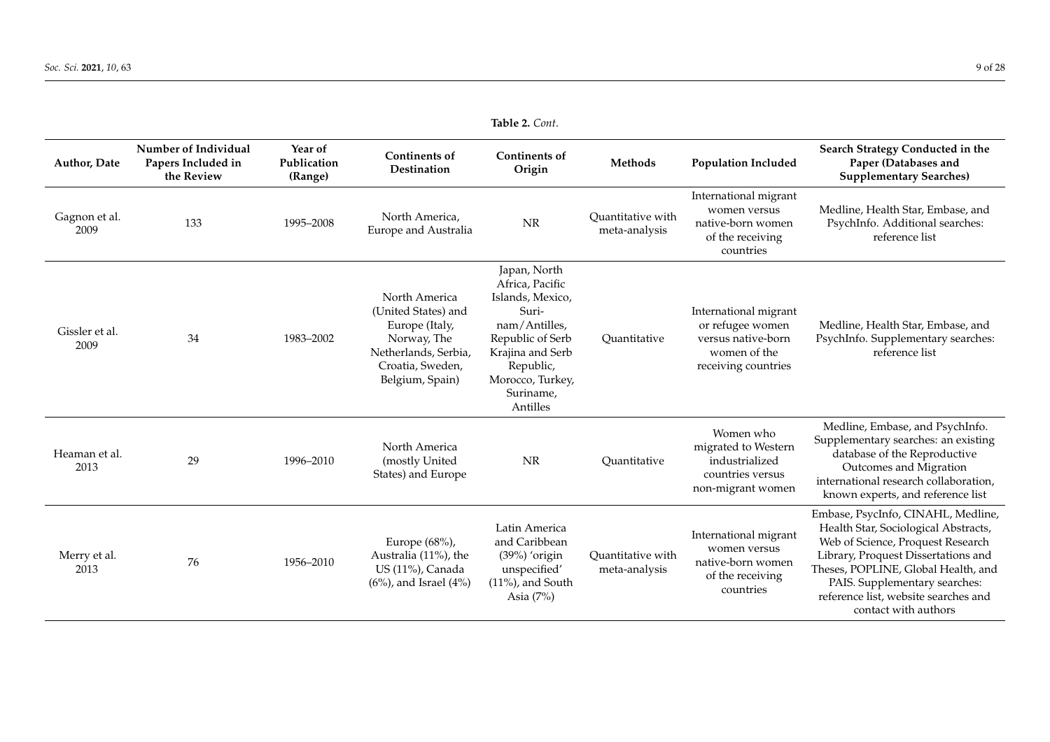**Table 2.** *Cont.*

| Author, Date | Number of Individual Papers Included in the Review | Year of Publication (Range) | Continents of Destination | Continents of Origin | Methods | Population Included | Search Strategy Conducted in the Paper (Databases and Supplementary Searches) |
|---|---|---|---|---|---|---|---|
| Gagnon et al. 2009 | 133 | 1995–2008 | North America, Europe and Australia | NR | Quantitative with meta-analysis | International migrant women versus native-born women of the receiving countries | Medline, Health Star, Embase, and PsychInfo. Additional searches: reference list |
| Gissler et al. 2009 | 34 | 1983–2002 | North America (United States) and Europe (Italy, Norway, The Netherlands, Serbia, Croatia, Sweden, Belgium, Spain) | Japan, North Africa, Pacific Islands, Mexico, Surinam/Antilles, Republic of Serb Krajina and Serb Republic, Morocco, Turkey, Suriname, Antilles | Quantitative | International migrant or refugee women versus native-born women of the receiving countries | Medline, Health Star, Embase, and PsychInfo. Supplementary searches: reference list |
| Heaman et al. 2013 | 29 | 1996–2010 | North America (mostly United States) and Europe | NR | Quantitative | Women who migrated to Western industrialized countries versus non-migrant women | Medline, Embase, and PsychInfo. Supplementary searches: an existing database of the Reproductive Outcomes and Migration international research collaboration, known experts, and reference list |
| Merry et al. 2013 | 76 | 1956–2010 | Europe (68%), Australia (11%), the US (11%), Canada (6%), and Israel (4%) | Latin America and Caribbean (39%) 'origin unspecified' (11%), and South Asia (7%) | Quantitative with meta-analysis | International migrant women versus native-born women of the receiving countries | Embase, PsycInfo, CINAHL, Medline, Health Star, Sociological Abstracts, Web of Science, Proquest Research Library, Proquest Dissertations and Theses, POPLINE, Global Health, and PAIS. Supplementary searches: reference list, website searches and contact with authors |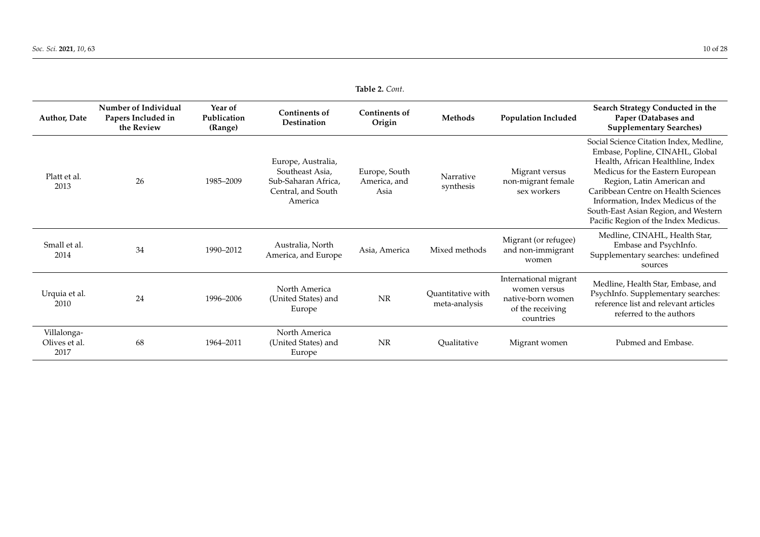**Table 2.** *Cont.*

| Author, Date | Number of Individual Papers Included in the Review | Year of Publication (Range) | Continents of Destination | Continents of Origin | Methods | Population Included | Search Strategy Conducted in the Paper (Databases and Supplementary Searches) |
|---|---|---|---|---|---|---|---|
| Platt et al. 2013 | 26 | 1985–2009 | Europe, Australia, Southeast Asia, Sub-Saharan Africa, Central, and South America | Europe, South America, and Asia | Narrative synthesis | Migrant versus non-migrant female sex workers | Social Science Citation Index, Medline, Embase, Popline, CINAHL, Global Health, African Healthline, Index Medicus for the Eastern European Region, Latin American and Caribbean Centre on Health Sciences Information, Index Medicus of the South-East Asian Region, and Western Pacific Region of the Index Medicus. |
| Small et al. 2014 | 34 | 1990–2012 | Australia, North America, and Europe | Asia, America | Mixed methods | Migrant (or refugee) and non-immigrant women | Medline, CINAHL, Health Star, Embase and PsychInfo. Supplementary searches: undefined sources |
| Urquia et al. 2010 | 24 | 1996–2006 | North America (United States) and Europe | NR | Quantitative with meta-analysis | International migrant women versus native-born women of the receiving countries | Medline, Health Star, Embase, and PsychInfo. Supplementary searches: reference list and relevant articles referred to the authors |
| Villalonga-Olives et al. 2017 | 68 | 1964–2011 | North America (United States) and Europe | NR | Qualitative | Migrant women | Pubmed and Embase. |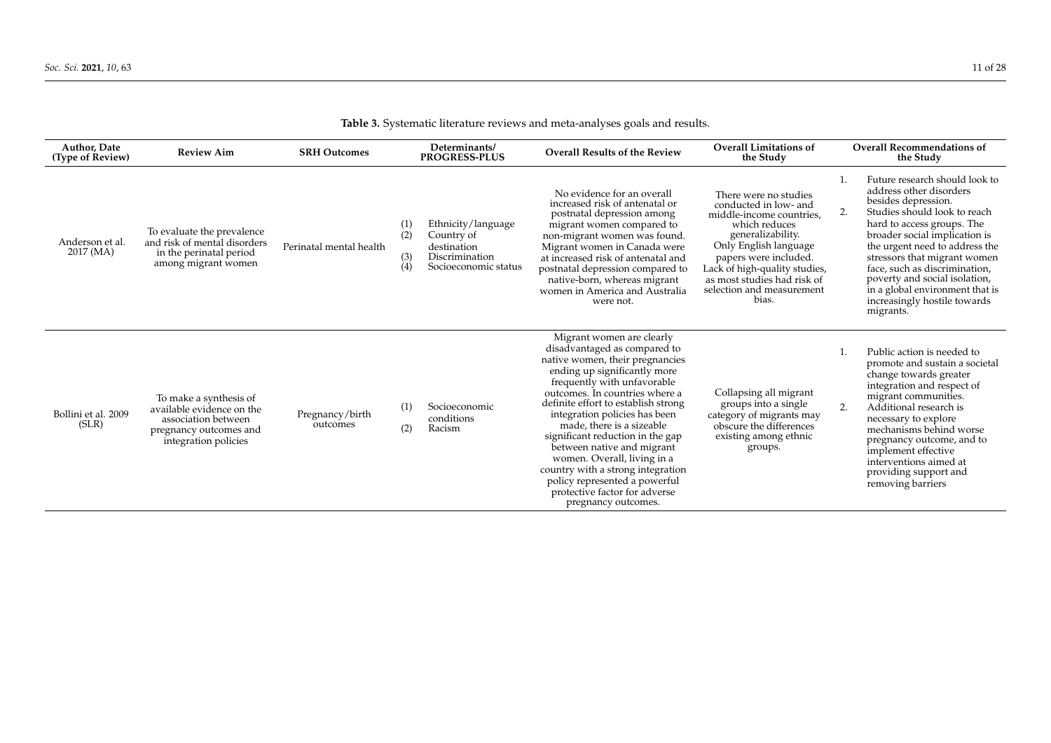**Table 3.** Systematic literature reviews and meta-analyses goals and results.

| Author, Date (Type of Review) | Review Aim | SRH Outcomes | Determinants/ PROGRESS-PLUS | Overall Results of the Review | Overall Limitations of the Study | Overall Recommendations of the Study |
|---|---|---|---|---|---|---|
| Anderson et al. 2017 (MA) | To evaluate the prevalence and risk of mental disorders in the perinatal period among migrant women | Perinatal mental health | (1) Ethnicity/language (2) Country of destination (3) Discrimination (4) Socioeconomic status | No evidence for an overall increased risk of antenatal or postnatal depression among migrant women compared to non-migrant women was found. Migrant women in Canada were at increased risk of antenatal and postnatal depression compared to native-born, whereas migrant women in America and Australia were not. | There were no studies conducted in low- and middle-income countries, which reduces generalizability. Only English language papers were included. Lack of high-quality studies, as most studies had risk of selection and measurement bias. | 1. Future research should look to address other disorders besides depression. 2. Studies should look to reach hard to access groups. The broader social implication is the urgent need to address the stressors that migrant women face, such as discrimination, poverty and social isolation, in a global environment that is increasingly hostile towards migrants. |
| Bollini et al. 2009 (SLR) | To make a synthesis of available evidence on the association between pregnancy outcomes and integration policies | Pregnancy/birth outcomes | (1) Socioeconomic conditions (2) Racism | Migrant women are clearly disadvantaged as compared to native women, their pregnancies ending up significantly more frequently with unfavorable outcomes. In countries where a definite effort to establish strong integration policies has been made, there is a sizeable significant reduction in the gap between native and migrant women. Overall, living in a country with a strong integration policy represented a powerful protective factor for adverse pregnancy outcomes. | Collapsing all migrant groups into a single category of migrants may obscure the differences existing among ethnic groups. | 1. Public action is needed to promote and sustain a societal change towards greater integration and respect of migrant communities. 2. Additional research is necessary to explore mechanisms behind worse pregnancy outcome, and to implement effective interventions aimed at providing support and removing barriers |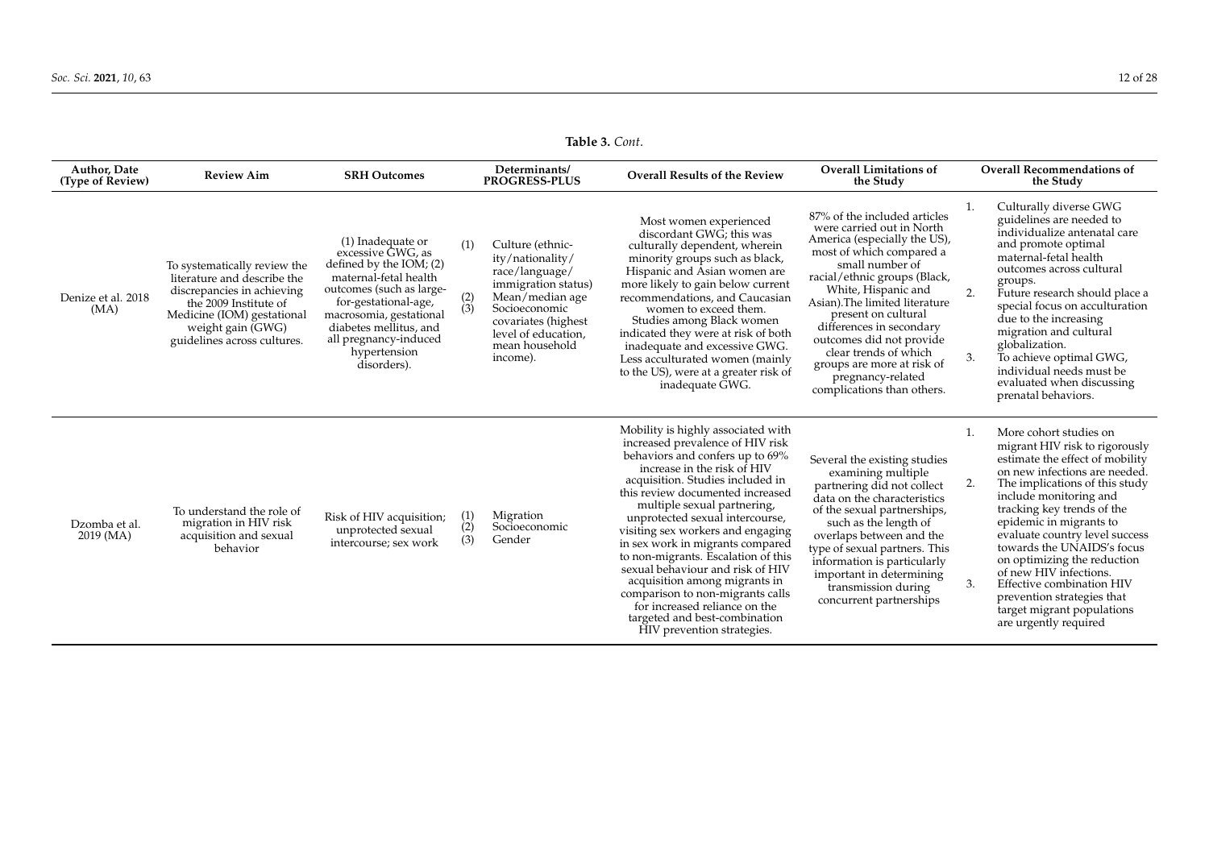**Table 3.** *Cont.*

| Author, Date (Type of Review) | Review Aim | SRH Outcomes | Determinants/ PROGRESS-PLUS | Overall Results of the Review | Overall Limitations of the Study | Overall Recommendations of the Study |
|---|---|---|---|---|---|---|
| Denize et al. 2018 (MA) | To systematically review the literature and describe the discrepancies in achieving the 2009 Institute of Medicine (IOM) gestational weight gain (GWG) guidelines across cultures. | (1) Inadequate or excessive GWG, as defined by the IOM; (2) maternal-fetal health outcomes (such as large-for-gestational-age, macrosomia, gestational diabetes mellitus, and all pregnancy-induced hypertension disorders). | (1) Culture (ethnicity/nationality/ race/language/ immigration status) (2) Mean/median age (3) Socioeconomic covariates (highest level of education, mean household income). | Most women experienced discordant GWG; this was culturally dependent, wherein minority groups such as black, Hispanic and Asian women are more likely to gain below current recommendations, and Caucasian women to exceed them. Studies among Black women indicated they were at risk of both inadequate and excessive GWG. Less acculturated women (mainly to the US), were at a greater risk of inadequate GWG. | 87% of the included articles were carried out in North America (especially the US), most of which compared a small number of racial/ethnic groups (Black, White, Hispanic and Asian).The limited literature present on cultural differences in secondary outcomes did not provide clear trends of which groups are more at risk of pregnancy-related complications than others. | 1. Culturally diverse GWG guidelines are needed to individualize antenatal care and promote optimal maternal-fetal health outcomes across cultural groups. 2. Future research should place a special focus on acculturation due to the increasing migration and cultural globalization. 3. To achieve optimal GWG, individual needs must be evaluated when discussing prenatal behaviors. |
| Dzomba et al. 2019 (MA) | To understand the role of migration in HIV risk acquisition and sexual behavior | Risk of HIV acquisition; unprotected sexual intercourse; sex work | (1) Migration (2) Socioeconomic (3) Gender | Mobility is highly associated with increased prevalence of HIV risk behaviors and confers up to 69% increase in the risk of HIV acquisition. Studies included in this review documented increased multiple sexual partnering, unprotected sexual intercourse, visiting sex workers and engaging in sex work in migrants compared to non-migrants. Escalation of this sexual behaviour and risk of HIV acquisition among migrants in comparison to non-migrants calls for increased reliance on the targeted and best-combination HIV prevention strategies. | Several the existing studies examining multiple partnering did not collect data on the characteristics of the sexual partnerships, such as the length of overlaps between and the type of sexual partners. This information is particularly important in determining transmission during concurrent partnerships | 1. More cohort studies on migrant HIV risk to rigorously estimate the effect of mobility on new infections are needed. 2. The implications of this study include monitoring and tracking key trends of the epidemic in migrants to evaluate country level success towards the UNAIDS's focus on optimizing the reduction of new HIV infections. 3. Effective combination HIV prevention strategies that target migrant populations are urgently required |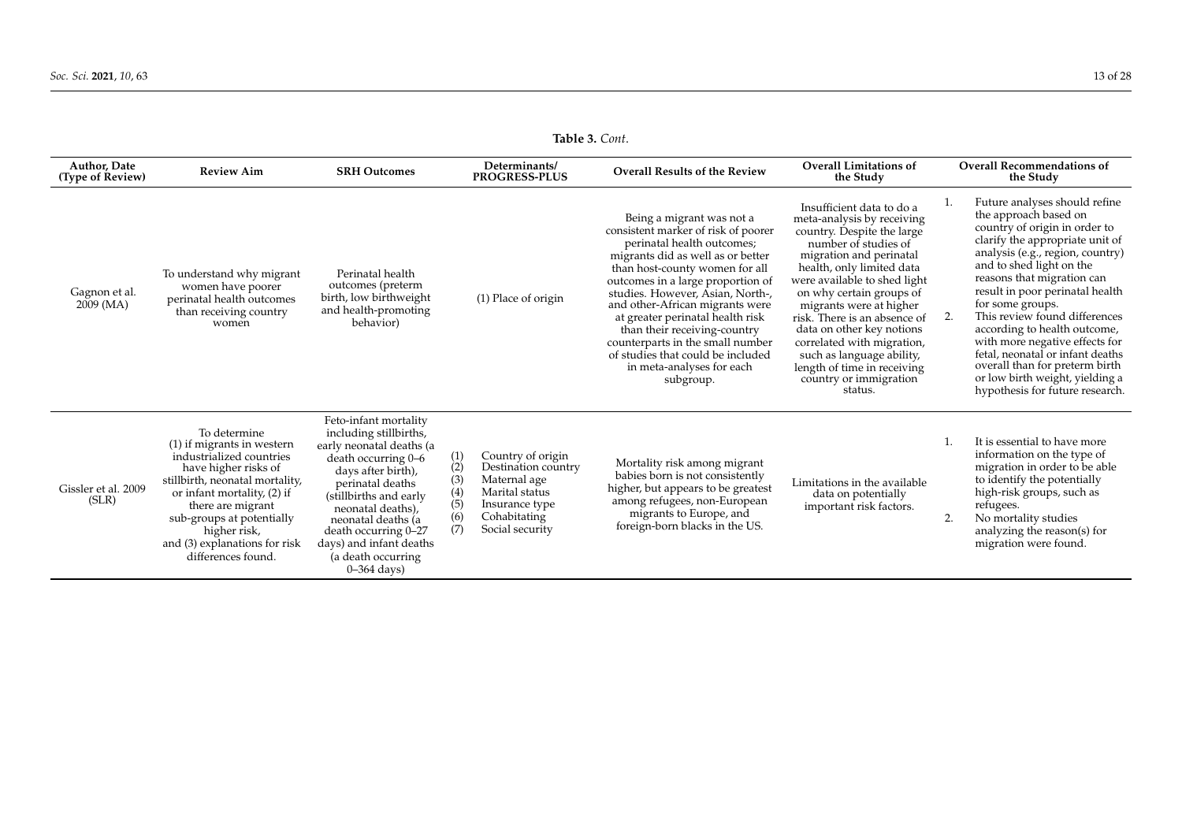**Table 3.** *Cont.*

| Author, Date (Type of Review) | Review Aim | SRH Outcomes | Determinants/ PROGRESS-PLUS | Overall Results of the Review | Overall Limitations of the Study | Overall Recommendations of the Study |
|---|---|---|---|---|---|---|
| Gagnon et al. 2009 (MA) | To understand why migrant women have poorer perinatal health outcomes than receiving country women | Perinatal health outcomes (preterm birth, low birthweight and health-promoting behavior) | (1) Place of origin | Being a migrant was not a consistent marker of risk of poorer perinatal health outcomes; migrants did as well as or better than host-county women for all outcomes in a large proportion of studies. However, Asian, North-, and other-African migrants were at greater perinatal health risk than their receiving-country counterparts in the small number of studies that could be included in meta-analyses for each subgroup. | Insufficient data to do a meta-analysis by receiving country. Despite the large number of studies of migration and perinatal health, only limited data were available to shed light on why certain groups of migrants were at higher risk. There is an absence of data on other key notions correlated with migration, such as language ability, length of time in receiving country or immigration status. | 1. Future analyses should refine the approach based on country of origin in order to clarify the appropriate unit of analysis (e.g., region, country) and to shed light on the reasons that migration can result in poor perinatal health for some groups. 2. This review found differences according to health outcome, with more negative effects for fetal, neonatal or infant deaths overall than for preterm birth or low birth weight, yielding a hypothesis for future research. |
| Gissler et al. 2009 (SLR) | To determine (1) if migrants in western industrialized countries have higher risks of stillbirth, neonatal mortality, or infant mortality, (2) if there are migrant sub-groups at potentially higher risk, and (3) explanations for risk differences found. | Feto-infant mortality including stillbirths, early neonatal deaths (a death occurring 0–6 days after birth), perinatal deaths (stillbirths and early neonatal deaths), neonatal deaths (a death occurring 0–27 days) and infant deaths (a death occurring 0–364 days) | (1) Country of origin (2) Destination country (3) Maternal age (4) Marital status (5) Insurance type (6) Cohabitating (7) Social security | Mortality risk among migrant babies born is not consistently higher, but appears to be greatest among refugees, non-European migrants to Europe, and foreign-born blacks in the US. | Limitations in the available data on potentially important risk factors. | 1. It is essential to have more information on the type of migration in order to be able to identify the potentially high-risk groups, such as refugees. 2. No mortality studies analyzing the reason(s) for migration were found. |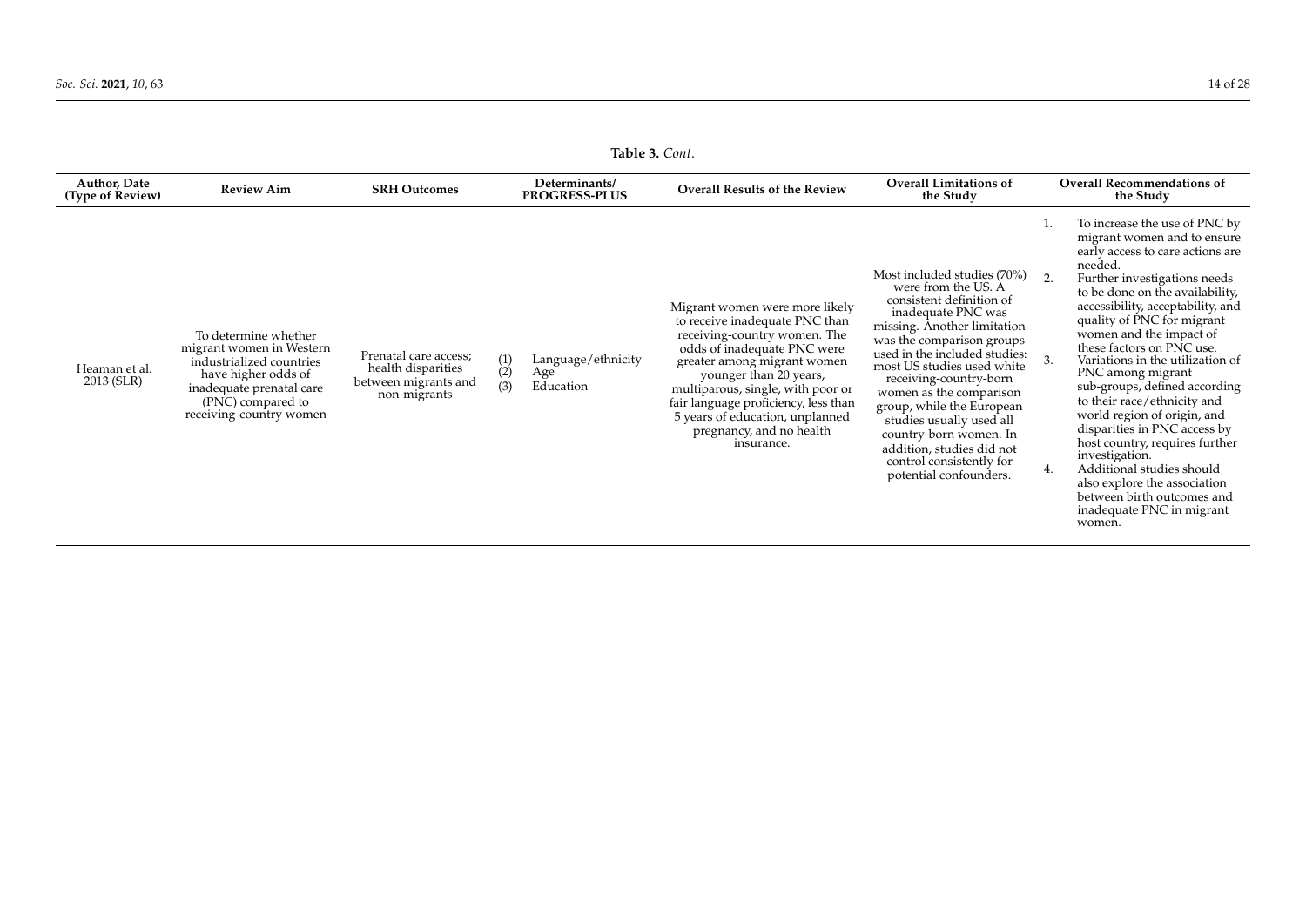**Table 3.** *Cont.*

| Author, Date (Type of Review) | Review Aim | SRH Outcomes | Determinants/ PROGRESS-PLUS | Overall Results of the Review | Overall Limitations of the Study | Overall Recommendations of the Study |
|---|---|---|---|---|---|---|
| Heaman et al. 2013 (SLR) | To determine whether migrant women in Western industrialized countries have higher odds of inadequate prenatal care (PNC) compared to receiving-country women | Prenatal care access; health disparities between migrants and non-migrants | (1) Language/ethnicity<br>(2) Age<br>(3) Education | Migrant women were more likely to receive inadequate PNC than receiving-country women. The odds of inadequate PNC were greater among migrant women younger than 20 years, multiparous, single, with poor or fair language proficiency, less than 5 years of education, unplanned pregnancy, and no health insurance. | Most included studies (70%) were from the US. A consistent definition of inadequate PNC was missing. Another limitation was the comparison groups used in the included studies: most US studies used white receiving-country-born women as the comparison group, while the European studies usually used all country-born women. In addition, studies did not control consistently for potential confounders. | 1. To increase the use of PNC by migrant women and to ensure early access to care actions are needed.<br>2. Further investigations needs to be done on the availability, accessibility, acceptability, and quality of PNC for migrant women and the impact of these factors on PNC use.<br>3. Variations in the utilization of PNC among migrant sub-groups, defined according to their race/ethnicity and world region of origin, and disparities in PNC access by host country, requires further investigation.<br>4. Additional studies should also explore the association between birth outcomes and inadequate PNC in migrant women. |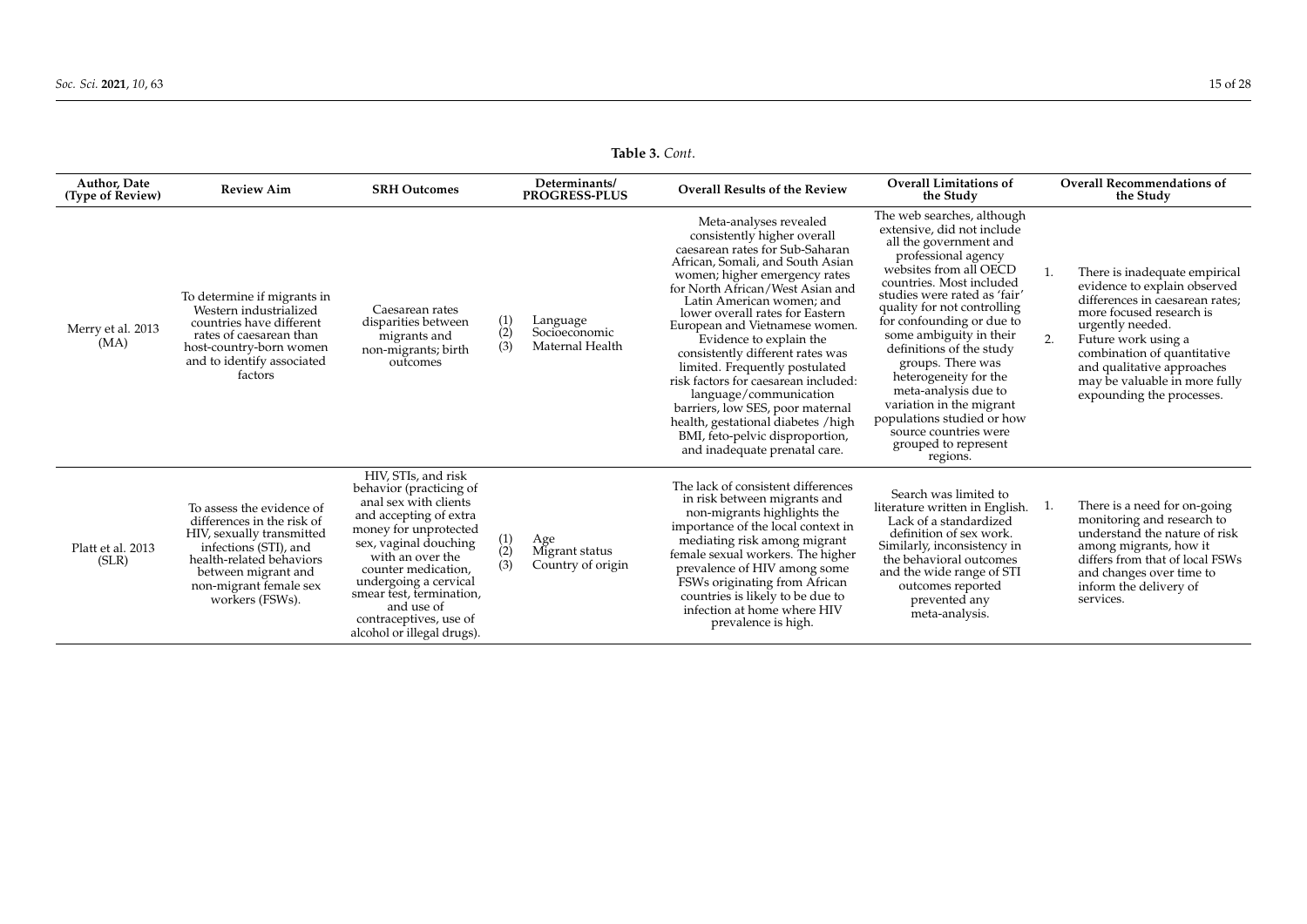**Table 3.** *Cont.*

| Author, Date (Type of Review) | Review Aim | SRH Outcomes | Determinants/ PROGRESS-PLUS | Overall Results of the Review | Overall Limitations of the Study | Overall Recommendations of the Study |
|---|---|---|---|---|---|---|
| Merry et al. 2013 (MA) | To determine if migrants in Western industrialized countries have different rates of caesarean than host-country-born women and to identify associated factors | Caesarean rates disparities between migrants and non-migrants; birth outcomes | (1) Language (2) Socioeconomic (3) Maternal Health | Meta-analyses revealed consistently higher overall caesarean rates for Sub-Saharan African, Somali, and South Asian women; higher emergency rates for North African/West Asian and Latin American women; and lower overall rates for Eastern European and Vietnamese women. Evidence to explain the consistently different rates was limited. Frequently postulated risk factors for caesarean included: language/communication barriers, low SES, poor maternal health, gestational diabetes /high BMI, feto-pelvic disproportion, and inadequate prenatal care. | The web searches, although extensive, did not include all the government and professional agency websites from all OECD countries. Most included studies were rated as 'fair' quality for not controlling for confounding or due to some ambiguity in their definitions of the study groups. There was heterogeneity for the meta-analysis due to variation in the migrant populations studied or how source countries were grouped to represent regions. | 1. There is inadequate empirical evidence to explain observed differences in caesarean rates; more focused research is urgently needed. 2. Future work using a combination of quantitative and qualitative approaches may be valuable in more fully expounding the processes. |
| Platt et al. 2013 (SLR) | To assess the evidence of differences in the risk of HIV, sexually transmitted infections (STI), and health-related behaviors between migrant and non-migrant female sex workers (FSWs). | HIV, STIs, and risk behavior (practicing of anal sex with clients and accepting of extra money for unprotected sex, vaginal douching with an over the counter medication, undergoing a cervical smear test, termination, and use of contraceptives, use of alcohol or illegal drugs). | (1) Age (2) Migrant status (3) Country of origin | The lack of consistent differences in risk between migrants and non-migrants highlights the importance of the local context in mediating risk among migrant female sexual workers. The higher prevalence of HIV among some FSWs originating from African countries is likely to be due to infection at home where HIV prevalence is high. | Search was limited to literature written in English. Lack of a standardized definition of sex work. Similarly, inconsistency in the behavioral outcomes and the wide range of STI outcomes reported prevented any meta-analysis. | 1. There is a need for on-going monitoring and research to understand the nature of risk among migrants, how it differs from that of local FSWs and changes over time to inform the delivery of services. |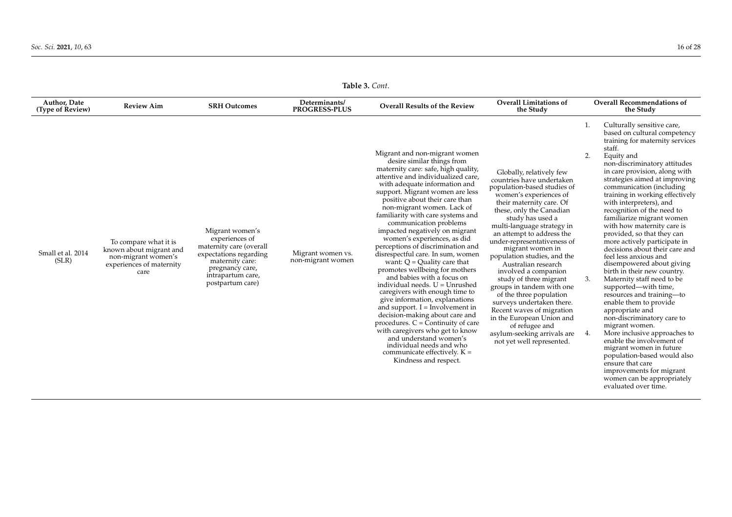**Table 3.** *Cont.*

| Author, Date (Type of Review) | Review Aim | SRH Outcomes | Determinants/ PROGRESS-PLUS | Overall Results of the Review | Overall Limitations of the Study | Overall Recommendations of the Study |
|---|---|---|---|---|---|---|
| Small et al. 2014 (SLR) | To compare what it is known about migrant and non-migrant women's experiences of maternity care | Migrant women's experiences of maternity care (overall expectations regarding maternity care: pregnancy care, intrapartum care, postpartum care) | Migrant women vs. non-migrant women | Migrant and non-migrant women desire similar things from maternity care: safe, high quality, attentive and individualized care, with adequate information and support. Migrant women are less positive about their care than non-migrant women. Lack of familiarity with care systems and communication problems impacted negatively on migrant women's experiences, as did perceptions of discrimination and disrespectful care. In sum, women want: Q = Quality care that promotes wellbeing for mothers and babies with a focus on individual needs. U = Unrushed caregivers with enough time to give information, explanations and support. I = Involvement in decision-making about care and procedures. C = Continuity of care with caregivers who get to know and understand women's individual needs and who communicate effectively. K = Kindness and respect. | Globally, relatively few countries have undertaken population-based studies of women's experiences of their maternity care. Of these, only the Canadian study has used a multi-language strategy in an attempt to address the under-representativeness of migrant women in population studies, and the Australian research involved a companion study of three migrant groups in tandem with one of the three population surveys undertaken there. Recent waves of migration in the European Union and of refugee and asylum-seeking arrivals are not yet well represented. | 1. Culturally sensitive care, based on cultural competency training for maternity services staff. 2. Equity and non-discriminatory attitudes in care provision, along with strategies aimed at improving communication (including training in working effectively with interpreters), and recognition of the need to familiarize migrant women with how maternity care is provided, so that they can more actively participate in decisions about their care and feel less anxious and disempowered about giving birth in their new country. 3. Maternity staff need to be supported—with time, resources and training—to enable them to provide appropriate and non-discriminatory care to migrant women. 4. More inclusive approaches to enable the involvement of migrant women in future population-based would also ensure that care improvements for migrant women can be appropriately evaluated over time. |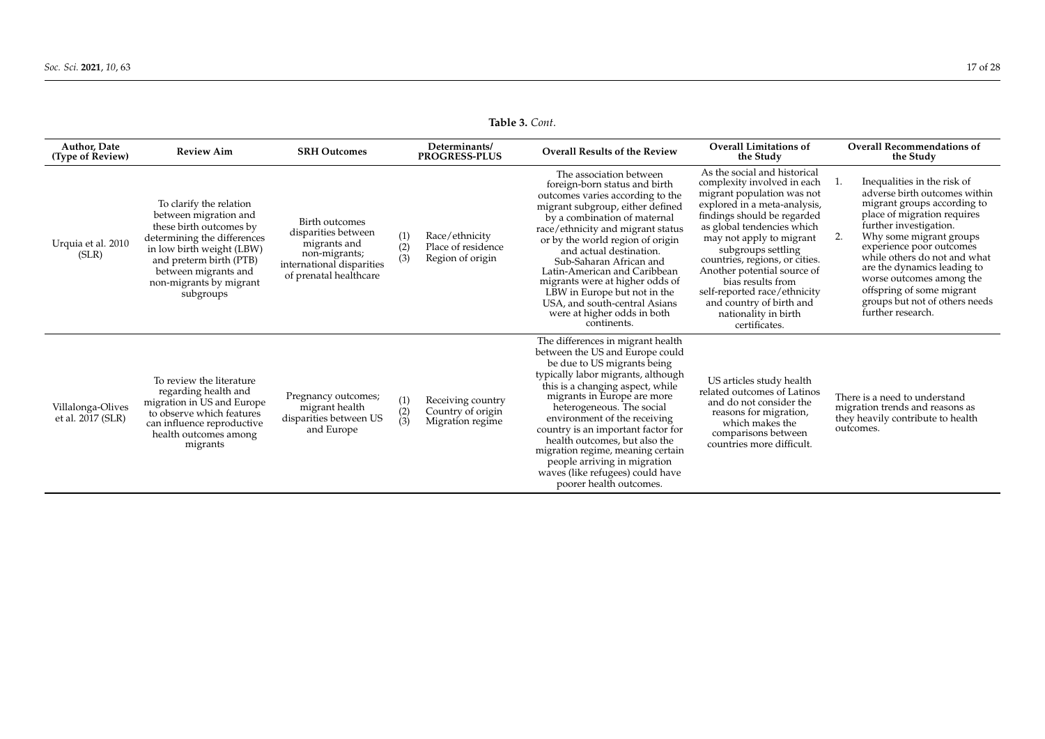**Table 3.** *Cont.*

| Author, Date (Type of Review) | Review Aim | SRH Outcomes | Determinants/ PROGRESS-PLUS | Overall Results of the Review | Overall Limitations of the Study | Overall Recommendations of the Study |
|---|---|---|---|---|---|---|
| Urquia et al. 2010 (SLR) | To clarify the relation between migration and these birth outcomes by determining the differences in low birth weight (LBW) and preterm birth (PTB) between migrants and non-migrants by migrant subgroups | Birth outcomes disparities between migrants and non-migrants; international disparities of prenatal healthcare | (1) Race/ethnicity (2) Place of residence (3) Region of origin | The association between foreign-born status and birth outcomes varies according to the migrant subgroup, either defined by a combination of maternal race/ethnicity and migrant status or by the world region of origin and actual destination. Sub-Saharan African and Latin-American and Caribbean migrants were at higher odds of LBW in Europe but not in the USA, and south-central Asians were at higher odds in both continents. | As the social and historical complexity involved in each migrant population was not explored in a meta-analysis, findings should be regarded as global tendencies which may not apply to migrant subgroups settling countries, regions, or cities. Another potential source of bias results from self-reported race/ethnicity and country of birth and nationality in birth certificates. | 1. Inequalities in the risk of adverse birth outcomes within migrant groups according to place of migration requires further investigation. 2. Why some migrant groups experience poor outcomes while others do not and what are the dynamics leading to worse outcomes among the offspring of some migrant groups but not of others needs further research. |
| Villalonga-Olives et al. 2017 (SLR) | To review the literature regarding health and migration in US and Europe to observe which features can influence reproductive health outcomes among migrants | Pregnancy outcomes; migrant health disparities between US and Europe | (1) Receiving country (2) Country of origin (3) Migration regime | The differences in migrant health between the US and Europe could be due to US migrants being typically labor migrants, although this is a changing aspect, while migrants in Europe are more heterogeneous. The social environment of the receiving country is an important factor for health outcomes, but also the migration regime, meaning certain people arriving in migration waves (like refugees) could have poorer health outcomes. | US articles study health related outcomes of Latinos and do not consider the reasons for migration, which makes the comparisons between countries more difficult. | There is a need to understand migration trends and reasons as they heavily contribute to health outcomes. |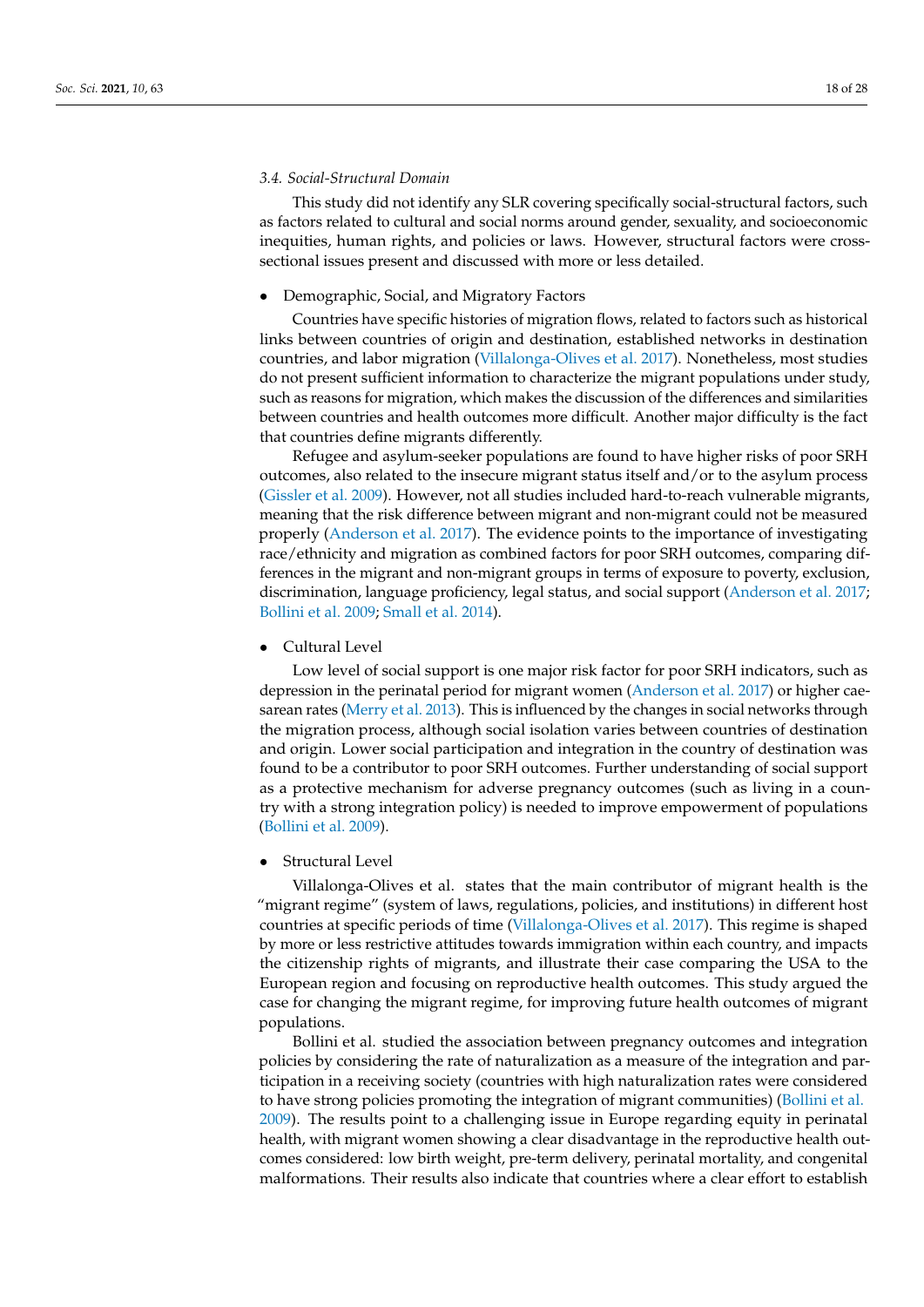### *3.4. Social-Structural Domain*

This study did not identify any SLR covering specifically social-structural factors, such as factors related to cultural and social norms around gender, sexuality, and socioeconomic inequities, human rights, and policies or laws. However, structural factors were cross-sectional issues present and discussed with more or less detailed.

- Demographic, Social, and Migratory Factors

Countries have specific histories of migration flows, related to factors such as historical links between countries of origin and destination, established networks in destination countries, and labor migration (Villalonga-Olives et al. 2017). Nonetheless, most studies do not present sufficient information to characterize the migrant populations under study, such as reasons for migration, which makes the discussion of the differences and similarities between countries and health outcomes more difficult. Another major difficulty is the fact that countries define migrants differently.

Refugee and asylum-seeker populations are found to have higher risks of poor SRH outcomes, also related to the insecure migrant status itself and/or to the asylum process (Gissler et al. 2009). However, not all studies included hard-to-reach vulnerable migrants, meaning that the risk difference between migrant and non-migrant could not be measured properly (Anderson et al. 2017). The evidence points to the importance of investigating race/ethnicity and migration as combined factors for poor SRH outcomes, comparing differences in the migrant and non-migrant groups in terms of exposure to poverty, exclusion, discrimination, language proficiency, legal status, and social support (Anderson et al. 2017; Bollini et al. 2009; Small et al. 2014).

- Cultural Level

Low level of social support is one major risk factor for poor SRH indicators, such as depression in the perinatal period for migrant women (Anderson et al. 2017) or higher caesarean rates (Merry et al. 2013). This is influenced by the changes in social networks through the migration process, although social isolation varies between countries of destination and origin. Lower social participation and integration in the country of destination was found to be a contributor to poor SRH outcomes. Further understanding of social support as a protective mechanism for adverse pregnancy outcomes (such as living in a country with a strong integration policy) is needed to improve empowerment of populations (Bollini et al. 2009).

- Structural Level

Villalonga-Olives et al. states that the main contributor of migrant health is the "migrant regime" (system of laws, regulations, policies, and institutions) in different host countries at specific periods of time (Villalonga-Olives et al. 2017). This regime is shaped by more or less restrictive attitudes towards immigration within each country, and impacts the citizenship rights of migrants, and illustrate their case comparing the USA to the European region and focusing on reproductive health outcomes. This study argued the case for changing the migrant regime, for improving future health outcomes of migrant populations.

Bollini et al. studied the association between pregnancy outcomes and integration policies by considering the rate of naturalization as a measure of the integration and participation in a receiving society (countries with high naturalization rates were considered to have strong policies promoting the integration of migrant communities) (Bollini et al. 2009). The results point to a challenging issue in Europe regarding equity in perinatal health, with migrant women showing a clear disadvantage in the reproductive health outcomes considered: low birth weight, pre-term delivery, perinatal mortality, and congenital malformations. Their results also indicate that countries where a clear effort to establish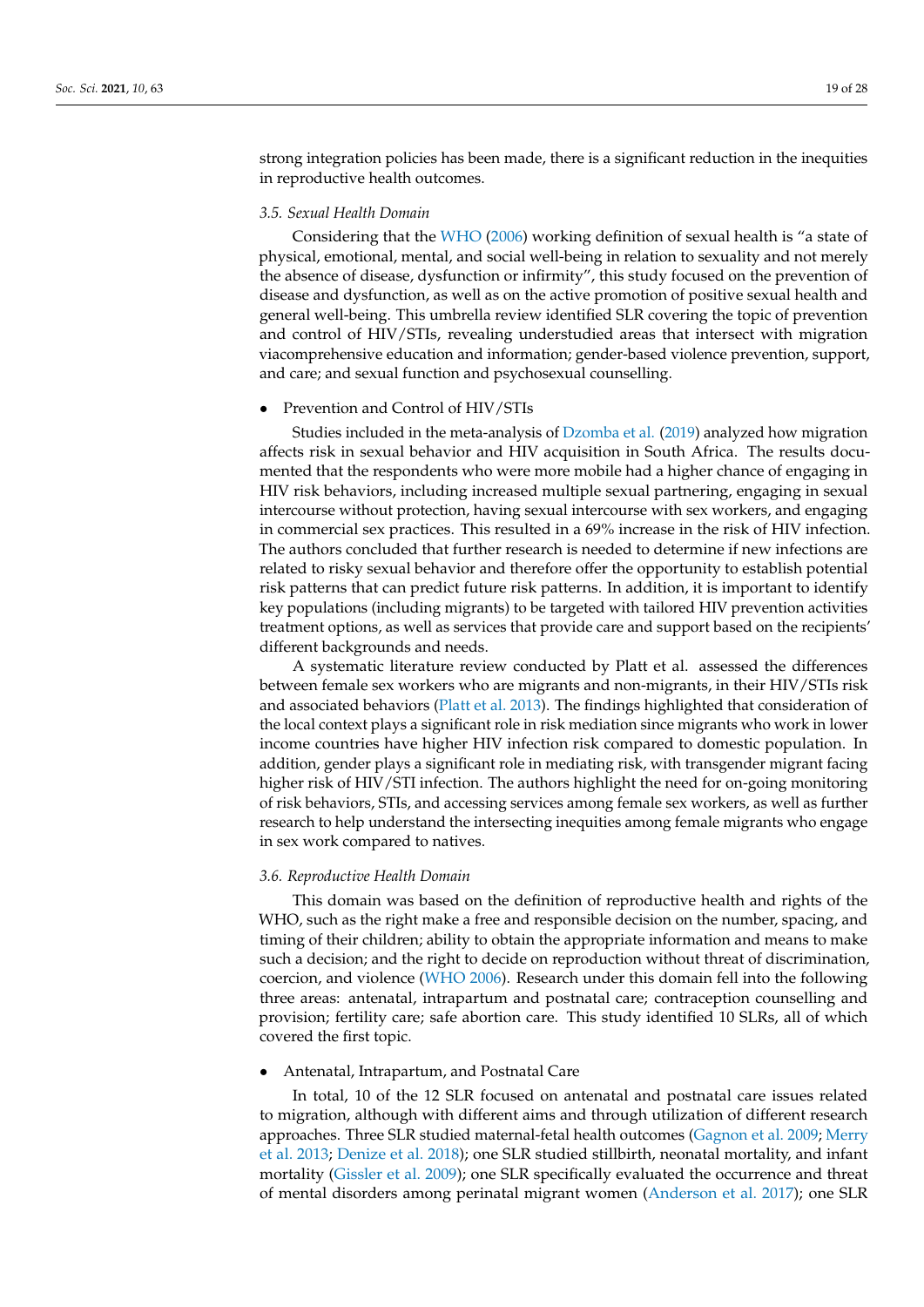strong integration policies has been made, there is a significant reduction in the inequities in reproductive health outcomes.

### 3.5. Sexual Health Domain

Considering that the WHO (2006) working definition of sexual health is "a state of physical, emotional, mental, and social well-being in relation to sexuality and not merely the absence of disease, dysfunction or infirmity", this study focused on the prevention of disease and dysfunction, as well as on the active promotion of positive sexual health and general well-being. This umbrella review identified SLR covering the topic of prevention and control of HIV/STIs, revealing understudied areas that intersect with migration viacomprehensive education and information; gender-based violence prevention, support, and care; and sexual function and psychosexual counselling.

- Prevention and Control of HIV/STIs

Studies included in the meta-analysis of Dzomba et al. (2019) analyzed how migration affects risk in sexual behavior and HIV acquisition in South Africa. The results documented that the respondents who were more mobile had a higher chance of engaging in HIV risk behaviors, including increased multiple sexual partnering, engaging in sexual intercourse without protection, having sexual intercourse with sex workers, and engaging in commercial sex practices. This resulted in a 69% increase in the risk of HIV infection. The authors concluded that further research is needed to determine if new infections are related to risky sexual behavior and therefore offer the opportunity to establish potential risk patterns that can predict future risk patterns. In addition, it is important to identify key populations (including migrants) to be targeted with tailored HIV prevention activities treatment options, as well as services that provide care and support based on the recipients' different backgrounds and needs.

A systematic literature review conducted by Platt et al. assessed the differences between female sex workers who are migrants and non-migrants, in their HIV/STIs risk and associated behaviors (Platt et al. 2013). The findings highlighted that consideration of the local context plays a significant role in risk mediation since migrants who work in lower income countries have higher HIV infection risk compared to domestic population. In addition, gender plays a significant role in mediating risk, with transgender migrant facing higher risk of HIV/STI infection. The authors highlight the need for on-going monitoring of risk behaviors, STIs, and accessing services among female sex workers, as well as further research to help understand the intersecting inequities among female migrants who engage in sex work compared to natives.

### 3.6. Reproductive Health Domain

This domain was based on the definition of reproductive health and rights of the WHO, such as the right make a free and responsible decision on the number, spacing, and timing of their children; ability to obtain the appropriate information and means to make such a decision; and the right to decide on reproduction without threat of discrimination, coercion, and violence (WHO 2006). Research under this domain fell into the following three areas: antenatal, intrapartum and postnatal care; contraception counselling and provision; fertility care; safe abortion care. This study identified 10 SLRs, all of which covered the first topic.

- Antenatal, Intrapartum, and Postnatal Care

In total, 10 of the 12 SLR focused on antenatal and postnatal care issues related to migration, although with different aims and through utilization of different research approaches. Three SLR studied maternal-fetal health outcomes (Gagnon et al. 2009; Merry et al. 2013; Denize et al. 2018); one SLR studied stillbirth, neonatal mortality, and infant mortality (Gissler et al. 2009); one SLR specifically evaluated the occurrence and threat of mental disorders among perinatal migrant women (Anderson et al. 2017); one SLR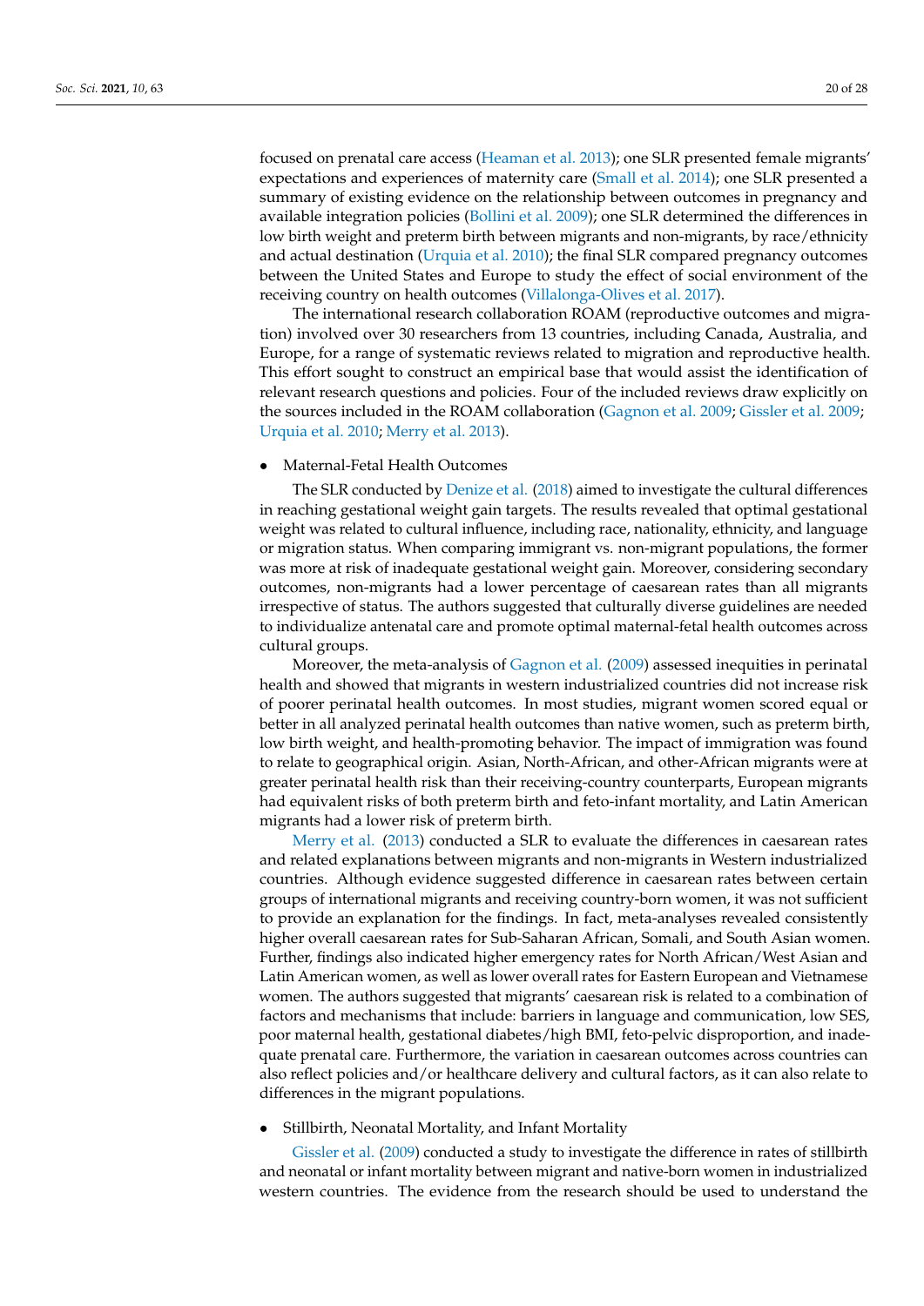focused on prenatal care access (Heaman et al. 2013); one SLR presented female migrants' expectations and experiences of maternity care (Small et al. 2014); one SLR presented a summary of existing evidence on the relationship between outcomes in pregnancy and available integration policies (Bollini et al. 2009); one SLR determined the differences in low birth weight and preterm birth between migrants and non-migrants, by race/ethnicity and actual destination (Urquia et al. 2010); the final SLR compared pregnancy outcomes between the United States and Europe to study the effect of social environment of the receiving country on health outcomes (Villalonga-Olives et al. 2017).

The international research collaboration ROAM (reproductive outcomes and migration) involved over 30 researchers from 13 countries, including Canada, Australia, and Europe, for a range of systematic reviews related to migration and reproductive health. This effort sought to construct an empirical base that would assist the identification of relevant research questions and policies. Four of the included reviews draw explicitly on the sources included in the ROAM collaboration (Gagnon et al. 2009; Gissler et al. 2009; Urquia et al. 2010; Merry et al. 2013).

- Maternal-Fetal Health Outcomes

The SLR conducted by Denize et al. (2018) aimed to investigate the cultural differences in reaching gestational weight gain targets. The results revealed that optimal gestational weight was related to cultural influence, including race, nationality, ethnicity, and language or migration status. When comparing immigrant vs. non-migrant populations, the former was more at risk of inadequate gestational weight gain. Moreover, considering secondary outcomes, non-migrants had a lower percentage of caesarean rates than all migrants irrespective of status. The authors suggested that culturally diverse guidelines are needed to individualize antenatal care and promote optimal maternal-fetal health outcomes across cultural groups.

Moreover, the meta-analysis of Gagnon et al. (2009) assessed inequities in perinatal health and showed that migrants in western industrialized countries did not increase risk of poorer perinatal health outcomes. In most studies, migrant women scored equal or better in all analyzed perinatal health outcomes than native women, such as preterm birth, low birth weight, and health-promoting behavior. The impact of immigration was found to relate to geographical origin. Asian, North-African, and other-African migrants were at greater perinatal health risk than their receiving-country counterparts, European migrants had equivalent risks of both preterm birth and feto-infant mortality, and Latin American migrants had a lower risk of preterm birth.

Merry et al. (2013) conducted a SLR to evaluate the differences in caesarean rates and related explanations between migrants and non-migrants in Western industrialized countries. Although evidence suggested difference in caesarean rates between certain groups of international migrants and receiving country-born women, it was not sufficient to provide an explanation for the findings. In fact, meta-analyses revealed consistently higher overall caesarean rates for Sub-Saharan African, Somali, and South Asian women. Further, findings also indicated higher emergency rates for North African/West Asian and Latin American women, as well as lower overall rates for Eastern European and Vietnamese women. The authors suggested that migrants' caesarean risk is related to a combination of factors and mechanisms that include: barriers in language and communication, low SES, poor maternal health, gestational diabetes/high BMI, feto-pelvic disproportion, and inadequate prenatal care. Furthermore, the variation in caesarean outcomes across countries can also reflect policies and/or healthcare delivery and cultural factors, as it can also relate to differences in the migrant populations.

- Stillbirth, Neonatal Mortality, and Infant Mortality

Gissler et al. (2009) conducted a study to investigate the difference in rates of stillbirth and neonatal or infant mortality between migrant and native-born women in industrialized western countries. The evidence from the research should be used to understand the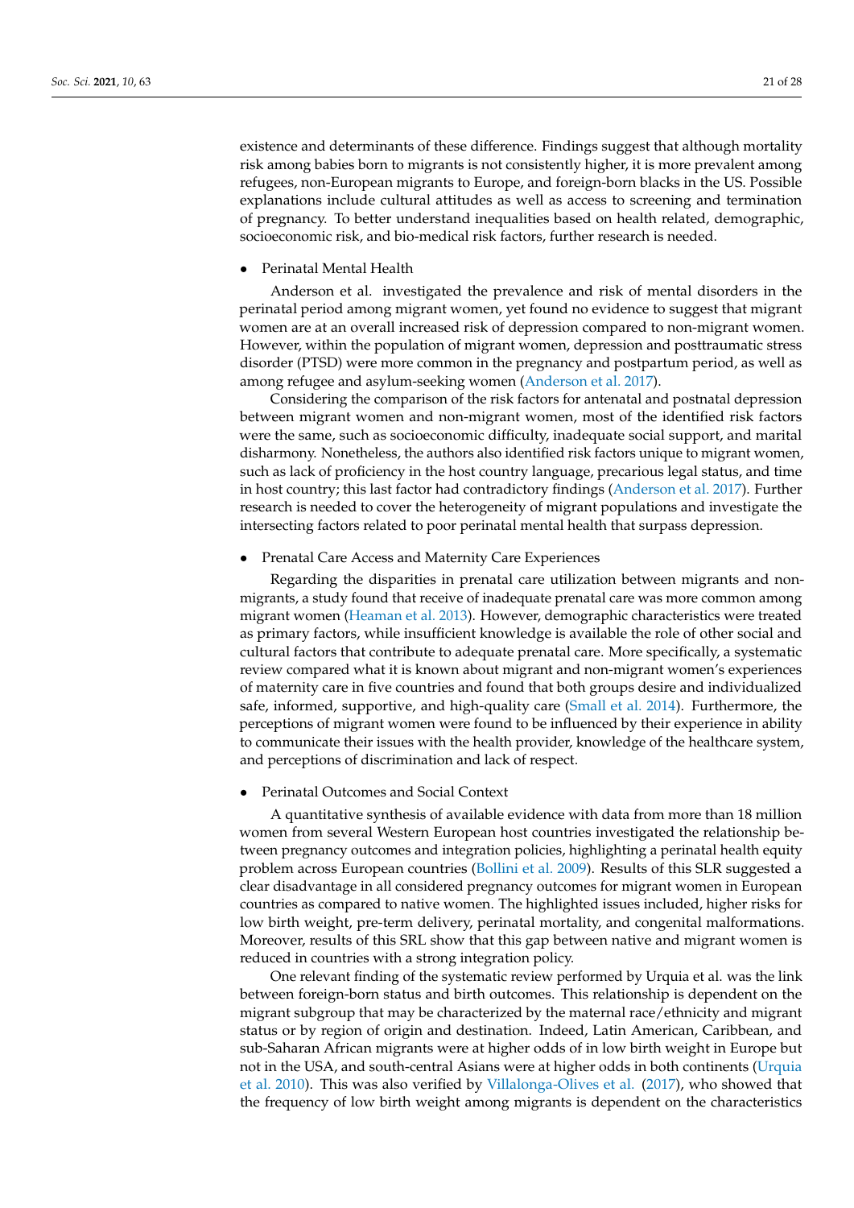existence and determinants of these difference. Findings suggest that although mortality risk among babies born to migrants is not consistently higher, it is more prevalent among refugees, non-European migrants to Europe, and foreign-born blacks in the US. Possible explanations include cultural attitudes as well as access to screening and termination of pregnancy. To better understand inequalities based on health related, demographic, socioeconomic risk, and bio-medical risk factors, further research is needed.

- Perinatal Mental Health

Anderson et al. investigated the prevalence and risk of mental disorders in the perinatal period among migrant women, yet found no evidence to suggest that migrant women are at an overall increased risk of depression compared to non-migrant women. However, within the population of migrant women, depression and posttraumatic stress disorder (PTSD) were more common in the pregnancy and postpartum period, as well as among refugee and asylum-seeking women (Anderson et al. 2017).

Considering the comparison of the risk factors for antenatal and postnatal depression between migrant women and non-migrant women, most of the identified risk factors were the same, such as socioeconomic difficulty, inadequate social support, and marital disharmony. Nonetheless, the authors also identified risk factors unique to migrant women, such as lack of proficiency in the host country language, precarious legal status, and time in host country; this last factor had contradictory findings (Anderson et al. 2017). Further research is needed to cover the heterogeneity of migrant populations and investigate the intersecting factors related to poor perinatal mental health that surpass depression.

- Prenatal Care Access and Maternity Care Experiences

Regarding the disparities in prenatal care utilization between migrants and non-migrants, a study found that receive of inadequate prenatal care was more common among migrant women (Heaman et al. 2013). However, demographic characteristics were treated as primary factors, while insufficient knowledge is available the role of other social and cultural factors that contribute to adequate prenatal care. More specifically, a systematic review compared what it is known about migrant and non-migrant women's experiences of maternity care in five countries and found that both groups desire and individualized safe, informed, supportive, and high-quality care (Small et al. 2014). Furthermore, the perceptions of migrant women were found to be influenced by their experience in ability to communicate their issues with the health provider, knowledge of the healthcare system, and perceptions of discrimination and lack of respect.

- Perinatal Outcomes and Social Context

A quantitative synthesis of available evidence with data from more than 18 million women from several Western European host countries investigated the relationship between pregnancy outcomes and integration policies, highlighting a perinatal health equity problem across European countries (Bollini et al. 2009). Results of this SLR suggested a clear disadvantage in all considered pregnancy outcomes for migrant women in European countries as compared to native women. The highlighted issues included, higher risks for low birth weight, pre-term delivery, perinatal mortality, and congenital malformations. Moreover, results of this SRL show that this gap between native and migrant women is reduced in countries with a strong integration policy.

One relevant finding of the systematic review performed by Urquia et al. was the link between foreign-born status and birth outcomes. This relationship is dependent on the migrant subgroup that may be characterized by the maternal race/ethnicity and migrant status or by region of origin and destination. Indeed, Latin American, Caribbean, and sub-Saharan African migrants were at higher odds of in low birth weight in Europe but not in the USA, and south-central Asians were at higher odds in both continents (Urquia et al. 2010). This was also verified by Villalonga-Olives et al. (2017), who showed that the frequency of low birth weight among migrants is dependent on the characteristics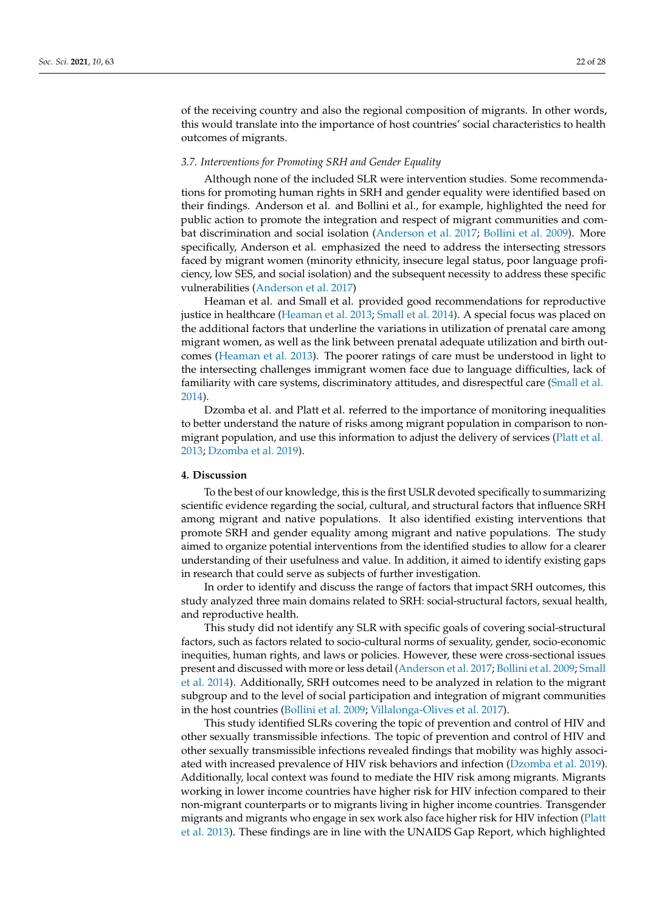of the receiving country and also the regional composition of migrants. In other words, this would translate into the importance of host countries' social characteristics to health outcomes of migrants.

### 3.7. Interventions for Promoting SRH and Gender Equality

Although none of the included SLR were intervention studies. Some recommendations for promoting human rights in SRH and gender equality were identified based on their findings. Anderson et al. and Bollini et al., for example, highlighted the need for public action to promote the integration and respect of migrant communities and combat discrimination and social isolation (Anderson et al. 2017; Bollini et al. 2009). More specifically, Anderson et al. emphasized the need to address the intersecting stressors faced by migrant women (minority ethnicity, insecure legal status, poor language proficiency, low SES, and social isolation) and the subsequent necessity to address these specific vulnerabilities (Anderson et al. 2017)

Heaman et al. and Small et al. provided good recommendations for reproductive justice in healthcare (Heaman et al. 2013; Small et al. 2014). A special focus was placed on the additional factors that underline the variations in utilization of prenatal care among migrant women, as well as the link between prenatal adequate utilization and birth outcomes (Heaman et al. 2013). The poorer ratings of care must be understood in light to the intersecting challenges immigrant women face due to language difficulties, lack of familiarity with care systems, discriminatory attitudes, and disrespectful care (Small et al. 2014).

Dzomba et al. and Platt et al. referred to the importance of monitoring inequalities to better understand the nature of risks among migrant population in comparison to non-migrant population, and use this information to adjust the delivery of services (Platt et al. 2013; Dzomba et al. 2019).

## 4. Discussion

To the best of our knowledge, this is the first USLR devoted specifically to summarizing scientific evidence regarding the social, cultural, and structural factors that influence SRH among migrant and native populations. It also identified existing interventions that promote SRH and gender equality among migrant and native populations. The study aimed to organize potential interventions from the identified studies to allow for a clearer understanding of their usefulness and value. In addition, it aimed to identify existing gaps in research that could serve as subjects of further investigation.

In order to identify and discuss the range of factors that impact SRH outcomes, this study analyzed three main domains related to SRH: social-structural factors, sexual health, and reproductive health.

This study did not identify any SLR with specific goals of covering social-structural factors, such as factors related to socio-cultural norms of sexuality, gender, socio-economic inequities, human rights, and laws or policies. However, these were cross-sectional issues present and discussed with more or less detail (Anderson et al. 2017; Bollini et al. 2009; Small et al. 2014). Additionally, SRH outcomes need to be analyzed in relation to the migrant subgroup and to the level of social participation and integration of migrant communities in the host countries (Bollini et al. 2009; Villalonga-Olives et al. 2017).

This study identified SLRs covering the topic of prevention and control of HIV and other sexually transmissible infections. The topic of prevention and control of HIV and other sexually transmissible infections revealed findings that mobility was highly associated with increased prevalence of HIV risk behaviors and infection (Dzomba et al. 2019). Additionally, local context was found to mediate the HIV risk among migrants. Migrants working in lower income countries have higher risk for HIV infection compared to their non-migrant counterparts or to migrants living in higher income countries. Transgender migrants and migrants who engage in sex work also face higher risk for HIV infection (Platt et al. 2013). These findings are in line with the UNAIDS Gap Report, which highlighted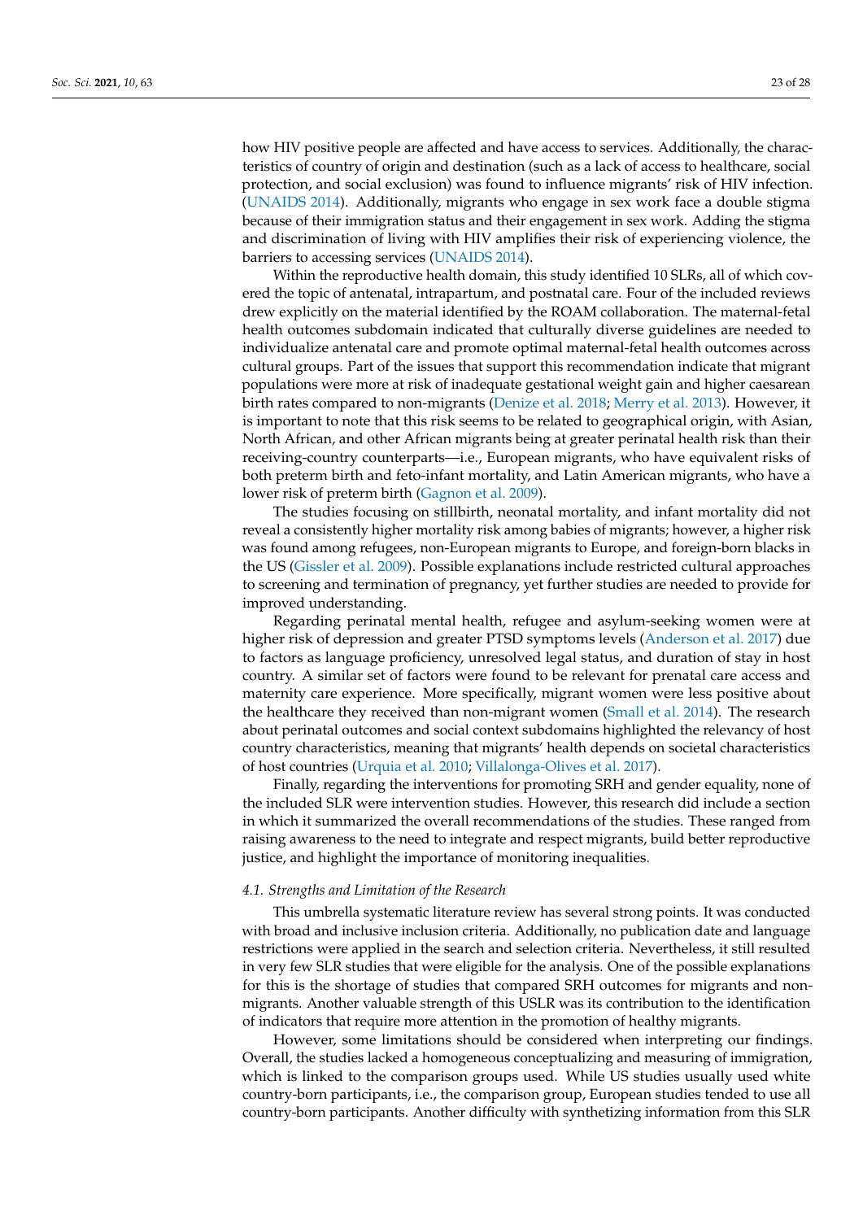how HIV positive people are affected and have access to services. Additionally, the characteristics of country of origin and destination (such as a lack of access to healthcare, social protection, and social exclusion) was found to influence migrants' risk of HIV infection. (UNAIDS 2014). Additionally, migrants who engage in sex work face a double stigma because of their immigration status and their engagement in sex work. Adding the stigma and discrimination of living with HIV amplifies their risk of experiencing violence, the barriers to accessing services (UNAIDS 2014).

Within the reproductive health domain, this study identified 10 SLRs, all of which covered the topic of antenatal, intrapartum, and postnatal care. Four of the included reviews drew explicitly on the material identified by the ROAM collaboration. The maternal-fetal health outcomes subdomain indicated that culturally diverse guidelines are needed to individualize antenatal care and promote optimal maternal-fetal health outcomes across cultural groups. Part of the issues that support this recommendation indicate that migrant populations were more at risk of inadequate gestational weight gain and higher caesarean birth rates compared to non-migrants (Denize et al. 2018; Merry et al. 2013). However, it is important to note that this risk seems to be related to geographical origin, with Asian, North African, and other African migrants being at greater perinatal health risk than their receiving-country counterparts—i.e., European migrants, who have equivalent risks of both preterm birth and feto-infant mortality, and Latin American migrants, who have a lower risk of preterm birth (Gagnon et al. 2009).

The studies focusing on stillbirth, neonatal mortality, and infant mortality did not reveal a consistently higher mortality risk among babies of migrants; however, a higher risk was found among refugees, non-European migrants to Europe, and foreign-born blacks in the US (Gissler et al. 2009). Possible explanations include restricted cultural approaches to screening and termination of pregnancy, yet further studies are needed to provide for improved understanding.

Regarding perinatal mental health, refugee and asylum-seeking women were at higher risk of depression and greater PTSD symptoms levels (Anderson et al. 2017) due to factors as language proficiency, unresolved legal status, and duration of stay in host country. A similar set of factors were found to be relevant for prenatal care access and maternity care experience. More specifically, migrant women were less positive about the healthcare they received than non-migrant women (Small et al. 2014). The research about perinatal outcomes and social context subdomains highlighted the relevancy of host country characteristics, meaning that migrants' health depends on societal characteristics of host countries (Urquia et al. 2010; Villalonga-Olives et al. 2017).

Finally, regarding the interventions for promoting SRH and gender equality, none of the included SLR were intervention studies. However, this research did include a section in which it summarized the overall recommendations of the studies. These ranged from raising awareness to the need to integrate and respect migrants, build better reproductive justice, and highlight the importance of monitoring inequalities.

### *4.1. Strengths and Limitation of the Research*

This umbrella systematic literature review has several strong points. It was conducted with broad and inclusive inclusion criteria. Additionally, no publication date and language restrictions were applied in the search and selection criteria. Nevertheless, it still resulted in very few SLR studies that were eligible for the analysis. One of the possible explanations for this is the shortage of studies that compared SRH outcomes for migrants and non-migrants. Another valuable strength of this USLR was its contribution to the identification of indicators that require more attention in the promotion of healthy migrants.

However, some limitations should be considered when interpreting our findings. Overall, the studies lacked a homogeneous conceptualizing and measuring of immigration, which is linked to the comparison groups used. While US studies usually used white country-born participants, i.e., the comparison group, European studies tended to use all country-born participants. Another difficulty with synthetizing information from this SLR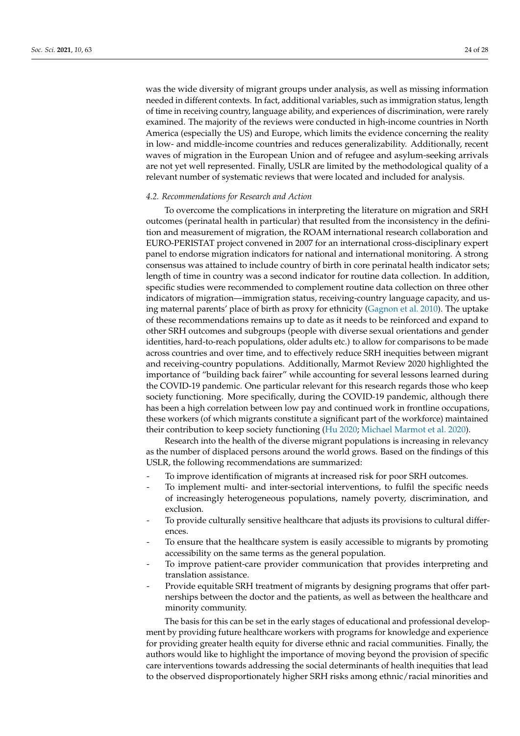was the wide diversity of migrant groups under analysis, as well as missing information needed in different contexts. In fact, additional variables, such as immigration status, length of time in receiving country, language ability, and experiences of discrimination, were rarely examined. The majority of the reviews were conducted in high-income countries in North America (especially the US) and Europe, which limits the evidence concerning the reality in low- and middle-income countries and reduces generalizability. Additionally, recent waves of migration in the European Union and of refugee and asylum-seeking arrivals are not yet well represented. Finally, USLR are limited by the methodological quality of a relevant number of systematic reviews that were located and included for analysis.

### *4.2. Recommendations for Research and Action*

To overcome the complications in interpreting the literature on migration and SRH outcomes (perinatal health in particular) that resulted from the inconsistency in the definition and measurement of migration, the ROAM international research collaboration and EURO-PERISTAT project convened in 2007 for an international cross-disciplinary expert panel to endorse migration indicators for national and international monitoring. A strong consensus was attained to include country of birth in core perinatal health indicator sets; length of time in country was a second indicator for routine data collection. In addition, specific studies were recommended to complement routine data collection on three other indicators of migration—immigration status, receiving-country language capacity, and using maternal parents' place of birth as proxy for ethnicity (Gagnon et al. 2010). The uptake of these recommendations remains up to date as it needs to be reinforced and expand to other SRH outcomes and subgroups (people with diverse sexual orientations and gender identities, hard-to-reach populations, older adults etc.) to allow for comparisons to be made across countries and over time, and to effectively reduce SRH inequities between migrant and receiving-country populations. Additionally, Marmot Review 2020 highlighted the importance of "building back fairer" while accounting for several lessons learned during the COVID-19 pandemic. One particular relevant for this research regards those who keep society functioning. More specifically, during the COVID-19 pandemic, although there has been a high correlation between low pay and continued work in frontline occupations, these workers (of which migrants constitute a significant part of the workforce) maintained their contribution to keep society functioning (Hu 2020; Michael Marmot et al. 2020).

Research into the health of the diverse migrant populations is increasing in relevancy as the number of displaced persons around the world grows. Based on the findings of this USLR, the following recommendations are summarized:

- To improve identification of migrants at increased risk for poor SRH outcomes.
- To implement multi- and inter-sectorial interventions, to fulfil the specific needs of increasingly heterogeneous populations, namely poverty, discrimination, and exclusion.
- To provide culturally sensitive healthcare that adjusts its provisions to cultural differences.
- To ensure that the healthcare system is easily accessible to migrants by promoting accessibility on the same terms as the general population.
- To improve patient-care provider communication that provides interpreting and translation assistance.
- Provide equitable SRH treatment of migrants by designing programs that offer partnerships between the doctor and the patients, as well as between the healthcare and minority community.

The basis for this can be set in the early stages of educational and professional development by providing future healthcare workers with programs for knowledge and experience for providing greater health equity for diverse ethnic and racial communities. Finally, the authors would like to highlight the importance of moving beyond the provision of specific care interventions towards addressing the social determinants of health inequities that lead to the observed disproportionately higher SRH risks among ethnic/racial minorities and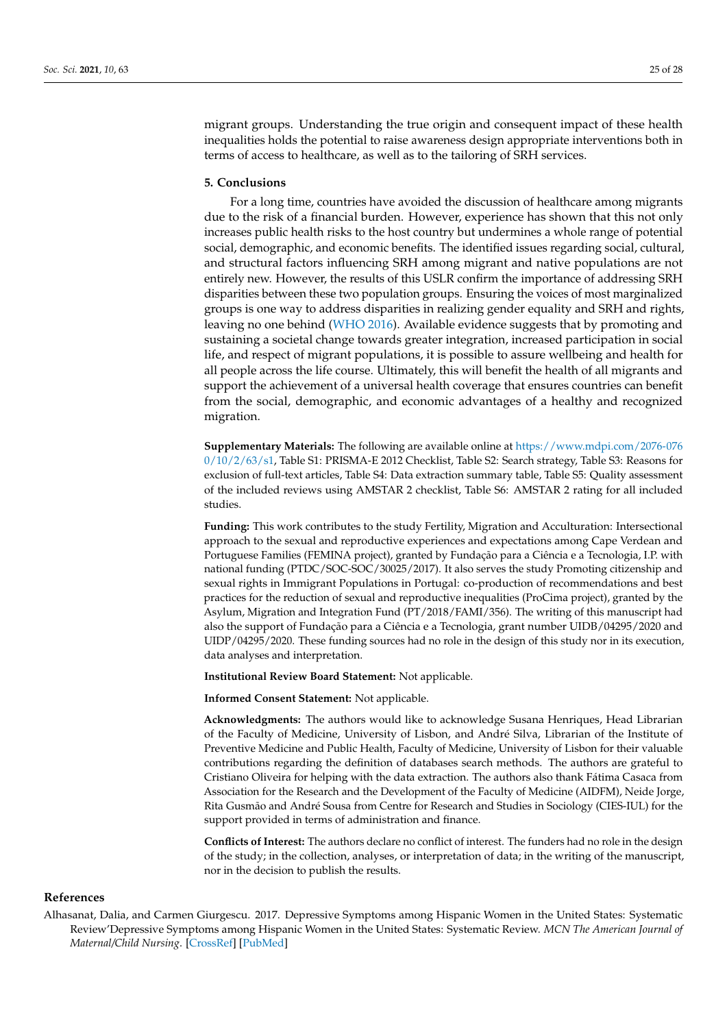migrant groups. Understanding the true origin and consequent impact of these health inequalities holds the potential to raise awareness design appropriate interventions both in terms of access to healthcare, as well as to the tailoring of SRH services.

## 5. Conclusions

For a long time, countries have avoided the discussion of healthcare among migrants due to the risk of a financial burden. However, experience has shown that this not only increases public health risks to the host country but undermines a whole range of potential social, demographic, and economic benefits. The identified issues regarding social, cultural, and structural factors influencing SRH among migrant and native populations are not entirely new. However, the results of this USLR confirm the importance of addressing SRH disparities between these two population groups. Ensuring the voices of most marginalized groups is one way to address disparities in realizing gender equality and SRH and rights, leaving no one behind (WHO 2016). Available evidence suggests that by promoting and sustaining a societal change towards greater integration, increased participation in social life, and respect of migrant populations, it is possible to assure wellbeing and health for all people across the life course. Ultimately, this will benefit the health of all migrants and support the achievement of a universal health coverage that ensures countries can benefit from the social, demographic, and economic advantages of a healthy and recognized migration.

**Supplementary Materials:** The following are available online at https://www.mdpi.com/2076-0760/10/2/63/s1, Table S1: PRISMA-E 2012 Checklist, Table S2: Search strategy, Table S3: Reasons for exclusion of full-text articles, Table S4: Data extraction summary table, Table S5: Quality assessment of the included reviews using AMSTAR 2 checklist, Table S6: AMSTAR 2 rating for all included studies.

**Funding:** This work contributes to the study Fertility, Migration and Acculturation: Intersectional approach to the sexual and reproductive experiences and expectations among Cape Verdean and Portuguese Families (FEMINA project), granted by Fundação para a Ciência e a Tecnologia, I.P. with national funding (PTDC/SOC-SOC/30025/2017). It also serves the study Promoting citizenship and sexual rights in Immigrant Populations in Portugal: co-production of recommendations and best practices for the reduction of sexual and reproductive inequalities (ProCima project), granted by the Asylum, Migration and Integration Fund (PT/2018/FAMI/356). The writing of this manuscript had also the support of Fundação para a Ciência e a Tecnologia, grant number UIDB/04295/2020 and UIDP/04295/2020. These funding sources had no role in the design of this study nor in its execution, data analyses and interpretation.

**Institutional Review Board Statement:** Not applicable.

**Informed Consent Statement:** Not applicable.

**Acknowledgments:** The authors would like to acknowledge Susana Henriques, Head Librarian of the Faculty of Medicine, University of Lisbon, and André Silva, Librarian of the Institute of Preventive Medicine and Public Health, Faculty of Medicine, University of Lisbon for their valuable contributions regarding the definition of databases search methods. The authors are grateful to Cristiano Oliveira for helping with the data extraction. The authors also thank Fátima Casaca from Association for the Research and the Development of the Faculty of Medicine (AIDFM), Neide Jorge, Rita Gusmão and André Sousa from Centre for Research and Studies in Sociology (CIES-IUL) for the support provided in terms of administration and finance.

**Conflicts of Interest:** The authors declare no conflict of interest. The funders had no role in the design of the study; in the collection, analyses, or interpretation of data; in the writing of the manuscript, nor in the decision to publish the results.

## References

Alhasanat, Dalia, and Carmen Giurgescu. 2017. Depressive Symptoms among Hispanic Women in the United States: Systematic Review'Depressive Symptoms among Hispanic Women in the United States: Systematic Review. *MCN The American Journal of Maternal/Child Nursing*. [CrossRef] [PubMed]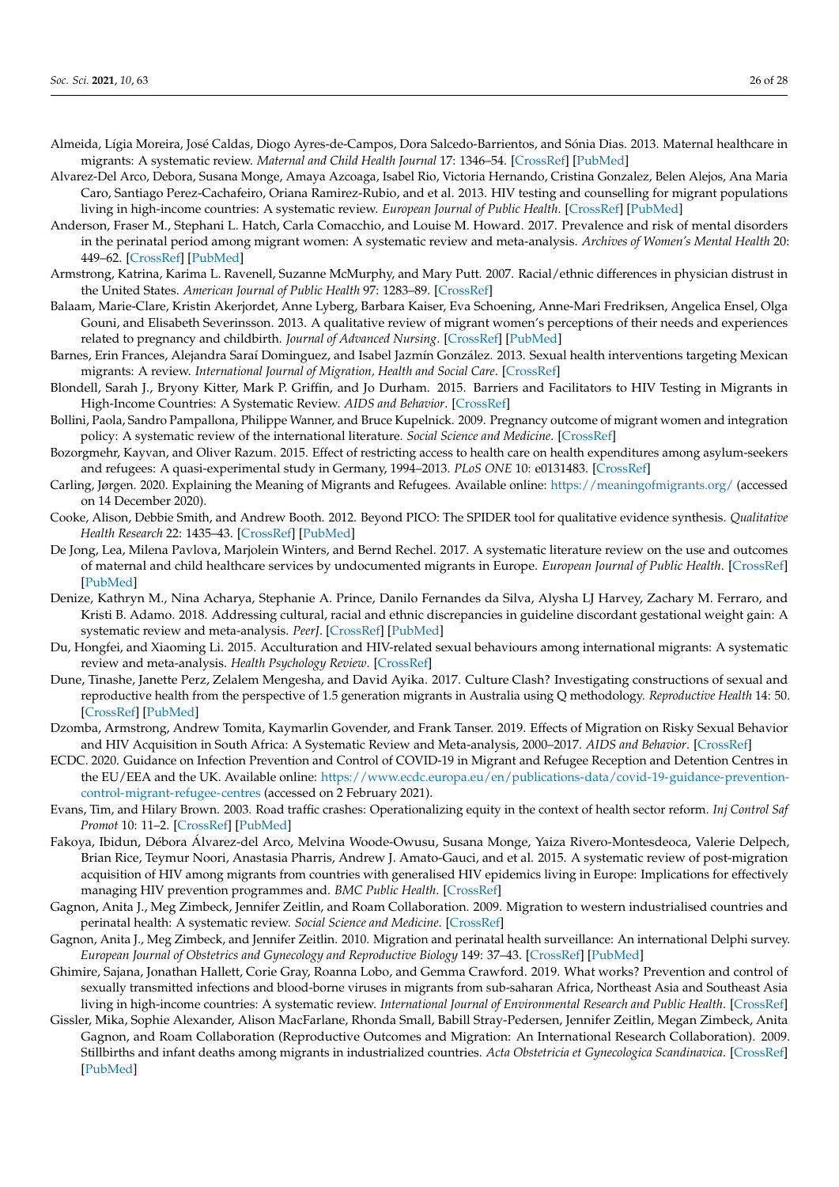Almeida, Lígia Moreira, José Caldas, Diogo Ayres-de-Campos, Dora Salcedo-Barrientos, and Sónia Dias. 2013. Maternal healthcare in migrants: A systematic review. *Maternal and Child Health Journal* 17: 1346–54. [CrossRef] [PubMed]

Alvarez-Del Arco, Debora, Susana Monge, Amaya Azcoaga, Isabel Rio, Victoria Hernando, Cristina Gonzalez, Belen Alejos, Ana Maria Caro, Santiago Perez-Cachafeiro, Oriana Ramirez-Rubio, and et al. 2013. HIV testing and counselling for migrant populations living in high-income countries: A systematic review. *European Journal of Public Health*. [CrossRef] [PubMed]

Anderson, Fraser M., Stephani L. Hatch, Carla Comacchio, and Louise M. Howard. 2017. Prevalence and risk of mental disorders in the perinatal period among migrant women: A systematic review and meta-analysis. *Archives of Women's Mental Health* 20: 449–62. [CrossRef] [PubMed]

Armstrong, Katrina, Karima L. Ravenell, Suzanne McMurphy, and Mary Putt. 2007. Racial/ethnic differences in physician distrust in the United States. *American Journal of Public Health* 97: 1283–89. [CrossRef]

Balaam, Marie-Clare, Kristin Akerjordet, Anne Lyberg, Barbara Kaiser, Eva Schoening, Anne-Mari Fredriksen, Angelica Ensel, Olga Gouni, and Elisabeth Severinsson. 2013. A qualitative review of migrant women's perceptions of their needs and experiences related to pregnancy and childbirth. *Journal of Advanced Nursing*. [CrossRef] [PubMed]

Barnes, Erin Frances, Alejandra Saraí Dominguez, and Isabel Jazmín González. 2013. Sexual health interventions targeting Mexican migrants: A review. *International Journal of Migration, Health and Social Care*. [CrossRef]

Blondell, Sarah J., Bryony Kitter, Mark P. Griffin, and Jo Durham. 2015. Barriers and Facilitators to HIV Testing in Migrants in High-Income Countries: A Systematic Review. *AIDS and Behavior*. [CrossRef]

Bollini, Paola, Sandro Pampallona, Philippe Wanner, and Bruce Kupelnick. 2009. Pregnancy outcome of migrant women and integration policy: A systematic review of the international literature. *Social Science and Medicine*. [CrossRef]

Bozorgmehr, Kayvan, and Oliver Razum. 2015. Effect of restricting access to health care on health expenditures among asylum-seekers and refugees: A quasi-experimental study in Germany, 1994–2013. *PLoS ONE* 10: e0131483. [CrossRef]

Carling, Jørgen. 2020. Explaining the Meaning of Migrants and Refugees. Available online: https://meaningofmigrants.org/ (accessed on 14 December 2020).

Cooke, Alison, Debbie Smith, and Andrew Booth. 2012. Beyond PICO: The SPIDER tool for qualitative evidence synthesis. *Qualitative Health Research* 22: 1435–43. [CrossRef] [PubMed]

De Jong, Lea, Milena Pavlova, Marjolein Winters, and Bernd Rechel. 2017. A systematic literature review on the use and outcomes of maternal and child healthcare services by undocumented migrants in Europe. *European Journal of Public Health*. [CrossRef] [PubMed]

Denize, Kathryn M., Nina Acharya, Stephanie A. Prince, Danilo Fernandes da Silva, Alysha LJ Harvey, Zachary M. Ferraro, and Kristi B. Adamo. 2018. Addressing cultural, racial and ethnic discrepancies in guideline discordant gestational weight gain: A systematic review and meta-analysis. *PeerJ*. [CrossRef] [PubMed]

Du, Hongfei, and Xiaoming Li. 2015. Acculturation and HIV-related sexual behaviours among international migrants: A systematic review and meta-analysis. *Health Psychology Review*. [CrossRef]

Dune, Tinashe, Janette Perz, Zelalem Mengesha, and David Ayika. 2017. Culture Clash? Investigating constructions of sexual and reproductive health from the perspective of 1.5 generation migrants in Australia using Q methodology. *Reproductive Health* 14: 50. [CrossRef] [PubMed]

Dzomba, Armstrong, Andrew Tomita, Kaymarlin Govender, and Frank Tanser. 2019. Effects of Migration on Risky Sexual Behavior and HIV Acquisition in South Africa: A Systematic Review and Meta-analysis, 2000–2017. *AIDS and Behavior*. [CrossRef]

ECDC. 2020. Guidance on Infection Prevention and Control of COVID-19 in Migrant and Refugee Reception and Detention Centres in the EU/EEA and the UK. Available online: https://www.ecdc.europa.eu/en/publications-data/covid-19-guidance-prevention-control-migrant-refugee-centres (accessed on 2 February 2021).

Evans, Tim, and Hilary Brown. 2003. Road traffic crashes: Operationalizing equity in the context of health sector reform. *Inj Control Saf Promot* 10: 11–2. [CrossRef] [PubMed]

Fakoya, Ibidun, Débora Álvarez-del Arco, Melvina Woode-Owusu, Susana Monge, Yaiza Rivero-Montesdeoca, Valerie Delpech, Brian Rice, Teymur Noori, Anastasia Pharris, Andrew J. Amato-Gauci, and et al. 2015. A systematic review of post-migration acquisition of HIV among migrants from countries with generalised HIV epidemics living in Europe: Implications for effectively managing HIV prevention programmes and. *BMC Public Health*. [CrossRef]

Gagnon, Anita J., Meg Zimbeck, Jennifer Zeitlin, and Roam Collaboration. 2009. Migration to western industrialised countries and perinatal health: A systematic review. *Social Science and Medicine*. [CrossRef]

Gagnon, Anita J., Meg Zimbeck, and Jennifer Zeitlin. 2010. Migration and perinatal health surveillance: An international Delphi survey. *European Journal of Obstetrics and Gynecology and Reproductive Biology* 149: 37–43. [CrossRef] [PubMed]

Ghimire, Sajana, Jonathan Hallett, Corie Gray, Roanna Lobo, and Gemma Crawford. 2019. What works? Prevention and control of sexually transmitted infections and blood-borne viruses in migrants from sub-saharan Africa, Northeast Asia and Southeast Asia living in high-income countries: A systematic review. *International Journal of Environmental Research and Public Health*. [CrossRef]

Gissler, Mika, Sophie Alexander, Alison MacFarlane, Rhonda Small, Babill Stray-Pedersen, Jennifer Zeitlin, Megan Zimbeck, Anita Gagnon, and Roam Collaboration (Reproductive Outcomes and Migration: An International Research Collaboration). 2009. Stillbirths and infant deaths among migrants in industrialized countries. *Acta Obstetricia et Gynecologica Scandinavica*. [CrossRef] [PubMed]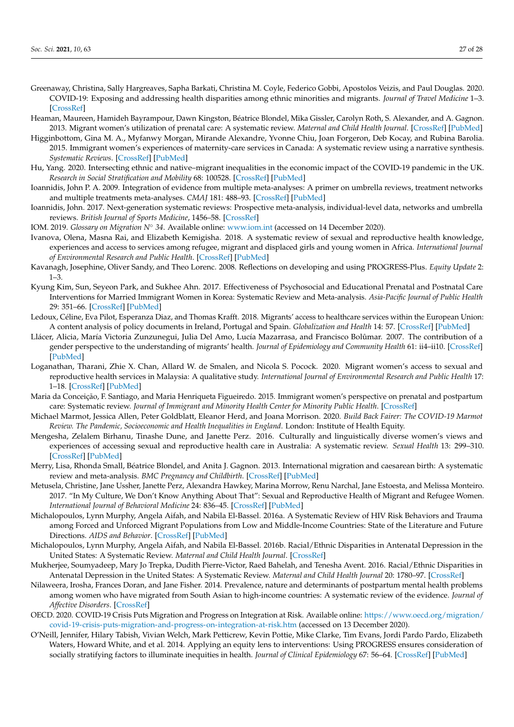Greenaway, Christina, Sally Hargreaves, Sapha Barkati, Christina M. Coyle, Federico Gobbi, Apostolos Veizis, and Paul Douglas. 2020. COVID-19: Exposing and addressing health disparities among ethnic minorities and migrants. *Journal of Travel Medicine* 1–3. [CrossRef]

Heaman, Maureen, Hamideh Bayrampour, Dawn Kingston, Béatrice Blondel, Mika Gissler, Carolyn Roth, S. Alexander, and A. Gagnon. 2013. Migrant women's utilization of prenatal care: A systematic review. *Maternal and Child Health Journal*. [CrossRef] [PubMed]

Higginbottom, Gina M. A., Myfanwy Morgan, Mirande Alexandre, Yvonne Chiu, Joan Forgeron, Deb Kocay, and Rubina Barolia. 2015. Immigrant women's experiences of maternity-care services in Canada: A systematic review using a narrative synthesis. *Systematic Reviews*. [CrossRef] [PubMed]

Hu, Yang. 2020. Intersecting ethnic and native–migrant inequalities in the economic impact of the COVID-19 pandemic in the UK. *Research in Social Stratification and Mobility* 68: 100528. [CrossRef] [PubMed]

Ioannidis, John P. A. 2009. Integration of evidence from multiple meta-analyses: A primer on umbrella reviews, treatment networks and multiple treatments meta-analyses. *CMAJ* 181: 488–93. [CrossRef] [PubMed]

Ioannidis, John. 2017. Next-generation systematic reviews: Prospective meta-analysis, individual-level data, networks and umbrella reviews. *British Journal of Sports Medicine*, 1456–58. [CrossRef]

IOM. 2019. *Glossary on Migration N° 34*. Available online: www.iom.int (accessed on 14 December 2020).

Ivanova, Olena, Masna Rai, and Elizabeth Kemigisha. 2018. A systematic review of sexual and reproductive health knowledge, experiences and access to services among refugee, migrant and displaced girls and young women in Africa. *International Journal of Environmental Research and Public Health*. [CrossRef] [PubMed]

Kavanagh, Josephine, Oliver Sandy, and Theo Lorenc. 2008. Reflections on developing and using PROGRESS-Plus. *Equity Update* 2: 1–3.

Kyung Kim, Sun, Seyeon Park, and Sukhee Ahn. 2017. Effectiveness of Psychosocial and Educational Prenatal and Postnatal Care Interventions for Married Immigrant Women in Korea: Systematic Review and Meta-analysis. *Asia-Pacific Journal of Public Health* 29: 351–66. [CrossRef] [PubMed]

Ledoux, Céline, Eva Pilot, Esperanza Diaz, and Thomas Krafft. 2018. Migrants' access to healthcare services within the European Union: A content analysis of policy documents in Ireland, Portugal and Spain. *Globalization and Health* 14: 57. [CrossRef] [PubMed]

Llácer, Alicia, María Victoria Zunzunegui, Julia Del Amo, Lucía Mazarrasa, and Francisco Bolůmar. 2007. The contribution of a gender perspective to the understanding of migrants' health. *Journal of Epidemiology and Community Health* 61: ii4–ii10. [CrossRef] [PubMed]

Loganathan, Tharani, Zhie X. Chan, Allard W. de Smalen, and Nicola S. Pocock. 2020. Migrant women's access to sexual and reproductive health services in Malaysia: A qualitative study. *International Journal of Environmental Research and Public Health* 17: 1–18. [CrossRef] [PubMed]

Maria da Conceição, F. Santiago, and Maria Henriqueta Figueiredo. 2015. Immigrant women's perspective on prenatal and postpartum care: Systematic review. *Journal of Immigrant and Minority Health Center for Minority Public Health*. [CrossRef]

Michael Marmot, Jessica Allen, Peter Goldblatt, Eleanor Herd, and Joana Morrison. 2020. *Build Back Fairer: The COVID-19 Marmot Review. The Pandemic, Socioeconomic and Health Inequalities in England*. London: Institute of Health Equity.

Mengesha, Zelalem Birhanu, Tinashe Dune, and Janette Perz. 2016. Culturally and linguistically diverse women's views and experiences of accessing sexual and reproductive health care in Australia: A systematic review. *Sexual Health* 13: 299–310. [CrossRef] [PubMed]

Merry, Lisa, Rhonda Small, Béatrice Blondel, and Anita J. Gagnon. 2013. International migration and caesarean birth: A systematic review and meta-analysis. *BMC Pregnancy and Childbirth*. [CrossRef] [PubMed]

Metusela, Christine, Jane Ussher, Janette Perz, Alexandra Hawkey, Marina Morrow, Renu Narchal, Jane Estoesta, and Melissa Monteiro. 2017. "In My Culture, We Don't Know Anything About That": Sexual and Reproductive Health of Migrant and Refugee Women. *International Journal of Behavioral Medicine* 24: 836–45. [CrossRef] [PubMed]

Michalopoulos, Lynn Murphy, Angela Aifah, and Nabila El-Bassel. 2016a. A Systematic Review of HIV Risk Behaviors and Trauma among Forced and Unforced Migrant Populations from Low and Middle-Income Countries: State of the Literature and Future Directions. *AIDS and Behavior*. [CrossRef] [PubMed]

Michalopoulos, Lynn Murphy, Angela Aifah, and Nabila El-Bassel. 2016b. Racial/Ethnic Disparities in Antenatal Depression in the United States: A Systematic Review. *Maternal and Child Health Journal*. [CrossRef]

Mukherjee, Soumyadeep, Mary Jo Trepka, Dudith Pierre-Victor, Raed Bahelah, and Tenesha Avent. 2016. Racial/Ethnic Disparities in Antenatal Depression in the United States: A Systematic Review. *Maternal and Child Health Journal* 20: 1780–97. [CrossRef]

Nilaweera, Irosha, Frances Doran, and Jane Fisher. 2014. Prevalence, nature and determinants of postpartum mental health problems among women who have migrated from South Asian to high-income countries: A systematic review of the evidence. *Journal of Affective Disorders*. [CrossRef]

OECD. 2020. COVID-19 Crisis Puts Migration and Progress on Integration at Risk. Available online: https://www.oecd.org/migration/covid-19-crisis-puts-migration-and-progress-on-integration-at-risk.htm (accessed on 13 December 2020).

O'Neill, Jennifer, Hilary Tabish, Vivian Welch, Mark Petticrew, Kevin Pottie, Mike Clarke, Tim Evans, Jordi Pardo Pardo, Elizabeth Waters, Howard White, and et al. 2014. Applying an equity lens to interventions: Using PROGRESS ensures consideration of socially stratifying factors to illuminate inequities in health. *Journal of Clinical Epidemiology* 67: 56–64. [CrossRef] [PubMed]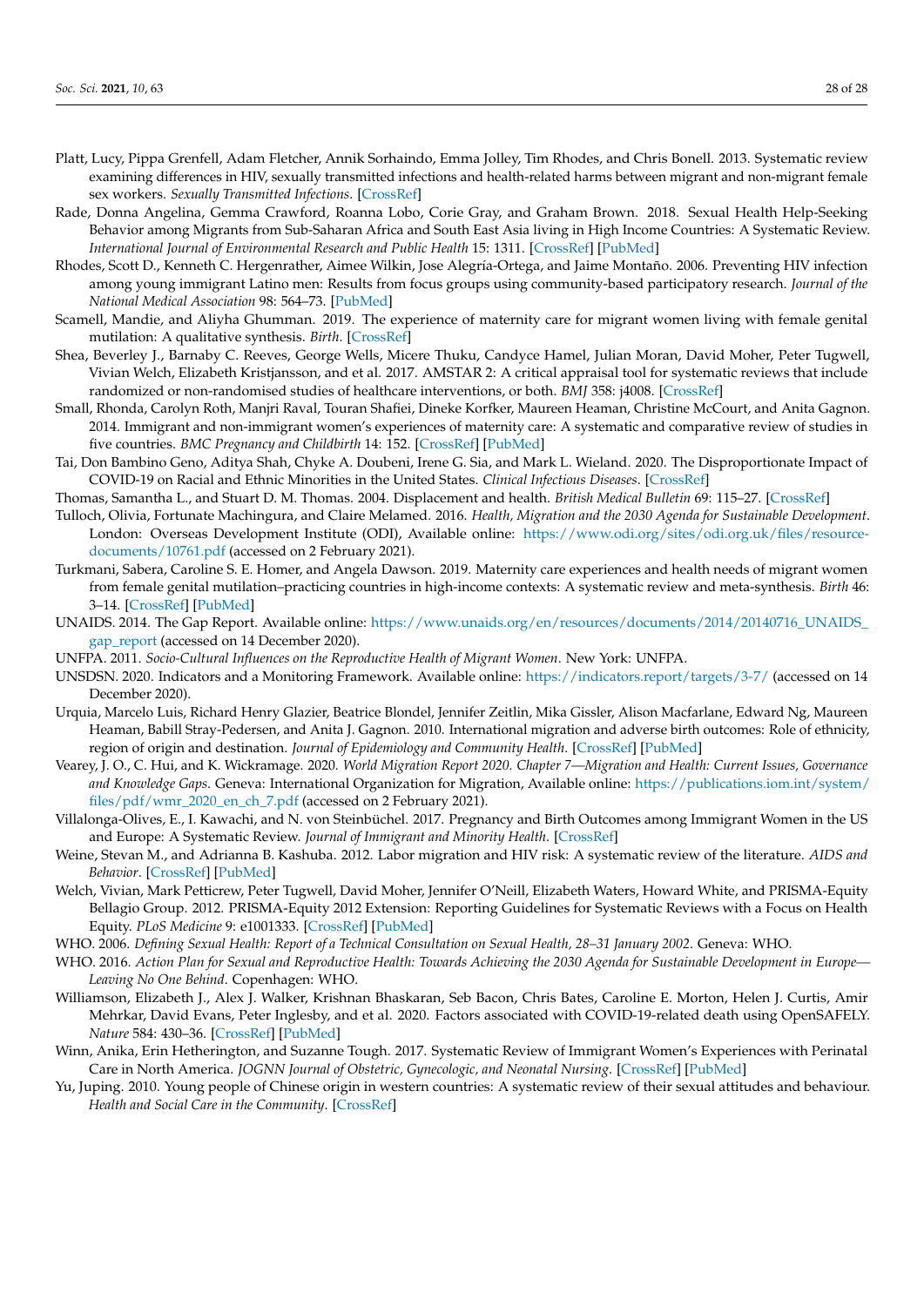Platt, Lucy, Pippa Grenfell, Adam Fletcher, Annik Sorhaindo, Emma Jolley, Tim Rhodes, and Chris Bonell. 2013. Systematic review examining differences in HIV, sexually transmitted infections and health-related harms between migrant and non-migrant female sex workers. *Sexually Transmitted Infections*. [CrossRef]

Rade, Donna Angelina, Gemma Crawford, Roanna Lobo, Corie Gray, and Graham Brown. 2018. Sexual Health Help-Seeking Behavior among Migrants from Sub-Saharan Africa and South East Asia living in High Income Countries: A Systematic Review. *International Journal of Environmental Research and Public Health* 15: 1311. [CrossRef] [PubMed]

Rhodes, Scott D., Kenneth C. Hergenrather, Aimee Wilkin, Jose Alegría-Ortega, and Jaime Montaño. 2006. Preventing HIV infection among young immigrant Latino men: Results from focus groups using community-based participatory research. *Journal of the National Medical Association* 98: 564–73. [PubMed]

Scamell, Mandie, and Aliyha Ghumman. 2019. The experience of maternity care for migrant women living with female genital mutilation: A qualitative synthesis. *Birth*. [CrossRef]

Shea, Beverley J., Barnaby C. Reeves, George Wells, Micere Thuku, Candyce Hamel, Julian Moran, David Moher, Peter Tugwell, Vivian Welch, Elizabeth Kristjansson, and et al. 2017. AMSTAR 2: A critical appraisal tool for systematic reviews that include randomized or non-randomised studies of healthcare interventions, or both. *BMJ* 358: j4008. [CrossRef]

Small, Rhonda, Carolyn Roth, Manjri Raval, Touran Shafiei, Dineke Korfker, Maureen Heaman, Christine McCourt, and Anita Gagnon. 2014. Immigrant and non-immigrant women's experiences of maternity care: A systematic and comparative review of studies in five countries. *BMC Pregnancy and Childbirth* 14: 152. [CrossRef] [PubMed]

Tai, Don Bambino Geno, Aditya Shah, Chyke A. Doubeni, Irene G. Sia, and Mark L. Wieland. 2020. The Disproportionate Impact of COVID-19 on Racial and Ethnic Minorities in the United States. *Clinical Infectious Diseases*. [CrossRef]

Thomas, Samantha L., and Stuart D. M. Thomas. 2004. Displacement and health. *British Medical Bulletin* 69: 115–27. [CrossRef]

Tulloch, Olivia, Fortunate Machingura, and Claire Melamed. 2016. *Health, Migration and the 2030 Agenda for Sustainable Development*. London: Overseas Development Institute (ODI), Available online: https://www.odi.org/sites/odi.org.uk/files/resource-documents/10761.pdf (accessed on 2 February 2021).

Turkmani, Sabera, Caroline S. E. Homer, and Angela Dawson. 2019. Maternity care experiences and health needs of migrant women from female genital mutilation–practicing countries in high-income contexts: A systematic review and meta-synthesis. *Birth* 46: 3–14. [CrossRef] [PubMed]

UNAIDS. 2014. The Gap Report. Available online: https://www.unaids.org/en/resources/documents/2014/20140716_UNAIDS_gap_report (accessed on 14 December 2020).

UNFPA. 2011. *Socio-Cultural Influences on the Reproductive Health of Migrant Women*. New York: UNFPA.

UNSDSN. 2020. Indicators and a Monitoring Framework. Available online: https://indicators.report/targets/3-7/ (accessed on 14 December 2020).

Urquia, Marcelo Luis, Richard Henry Glazier, Beatrice Blondel, Jennifer Zeitlin, Mika Gissler, Alison Macfarlane, Edward Ng, Maureen Heaman, Babill Stray-Pedersen, and Anita J. Gagnon. 2010. International migration and adverse birth outcomes: Role of ethnicity, region of origin and destination. *Journal of Epidemiology and Community Health*. [CrossRef] [PubMed]

Vearey, J. O., C. Hui, and K. Wickramage. 2020. *World Migration Report 2020. Chapter 7—Migration and Health: Current Issues, Governance and Knowledge Gaps*. Geneva: International Organization for Migration, Available online: https://publications.iom.int/system/files/pdf/wmr_2020_en_ch_7.pdf (accessed on 2 February 2021).

Villalonga-Olives, E., I. Kawachi, and N. von Steinbüchel. 2017. Pregnancy and Birth Outcomes among Immigrant Women in the US and Europe: A Systematic Review. *Journal of Immigrant and Minority Health*. [CrossRef]

Weine, Stevan M., and Adrianna B. Kashuba. 2012. Labor migration and HIV risk: A systematic review of the literature. *AIDS and Behavior*. [CrossRef] [PubMed]

Welch, Vivian, Mark Petticrew, Peter Tugwell, David Moher, Jennifer O'Neill, Elizabeth Waters, Howard White, and PRISMA-Equity Bellagio Group. 2012. PRISMA-Equity 2012 Extension: Reporting Guidelines for Systematic Reviews with a Focus on Health Equity. *PLoS Medicine* 9: e1001333. [CrossRef] [PubMed]

WHO. 2006. *Defining Sexual Health: Report of a Technical Consultation on Sexual Health, 28–31 January 2002*. Geneva: WHO.

WHO. 2016. *Action Plan for Sexual and Reproductive Health: Towards Achieving the 2030 Agenda for Sustainable Development in Europe—Leaving No One Behind*. Copenhagen: WHO.

Williamson, Elizabeth J., Alex J. Walker, Krishnan Bhaskaran, Seb Bacon, Chris Bates, Caroline E. Morton, Helen J. Curtis, Amir Mehrkar, David Evans, Peter Inglesby, and et al. 2020. Factors associated with COVID-19-related death using OpenSAFELY. *Nature* 584: 430–36. [CrossRef] [PubMed]

Winn, Anika, Erin Hetherington, and Suzanne Tough. 2017. Systematic Review of Immigrant Women's Experiences with Perinatal Care in North America. *JOGNN Journal of Obstetric, Gynecologic, and Neonatal Nursing*. [CrossRef] [PubMed]

Yu, Juping. 2010. Young people of Chinese origin in western countries: A systematic review of their sexual attitudes and behaviour. *Health and Social Care in the Community*. [CrossRef]